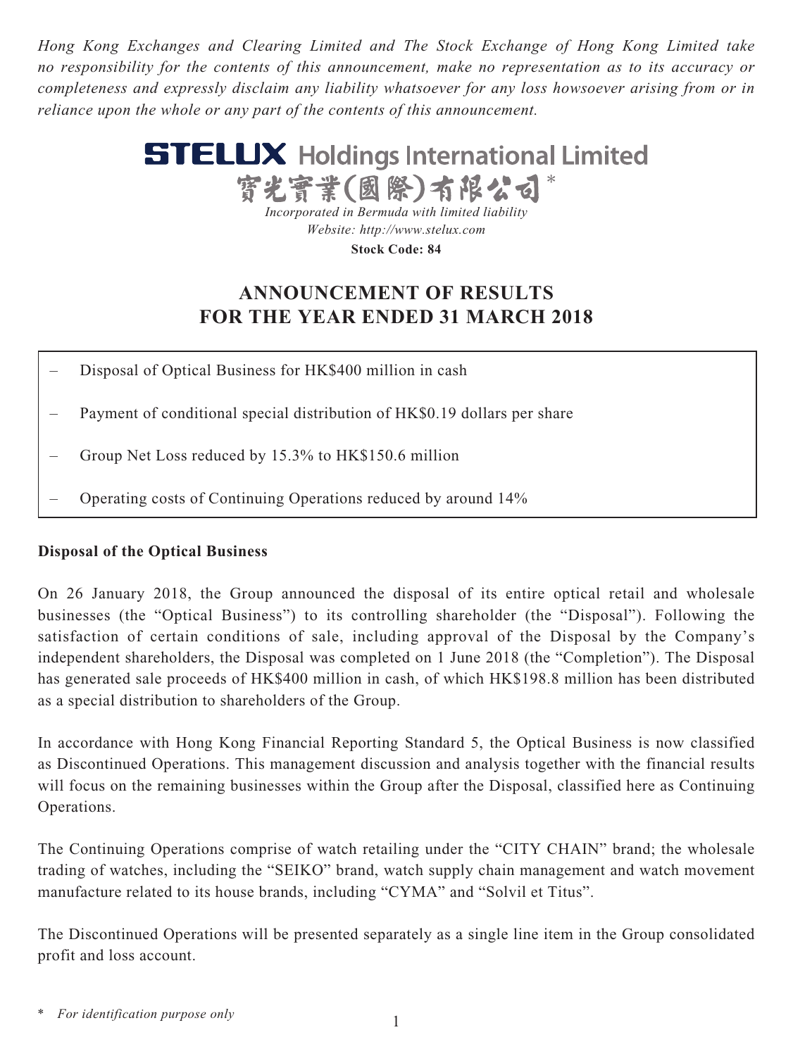*Hong Kong Exchanges and Clearing Limited and The Stock Exchange of Hong Kong Limited take no responsibility for the contents of this announcement, make no representation as to its accuracy or completeness and expressly disclaim any liability whatsoever for any loss howsoever arising from or in reliance upon the whole or any part of the contents of this announcement.*

# STELUX Holdings International Limited
# 寶光實業(國際)有限公司*

*Incorporated in Bermuda with limited liability*
*Website: http://www.stelux.com*
**Stock Code: 84**

## ANNOUNCEMENT OF RESULTS FOR THE YEAR ENDED 31 MARCH 2018

– Disposal of Optical Business for HK$400 million in cash

– Payment of conditional special distribution of HK$0.19 dollars per share

– Group Net Loss reduced by 15.3% to HK$150.6 million

– Operating costs of Continuing Operations reduced by around 14%

**Disposal of the Optical Business**

On 26 January 2018, the Group announced the disposal of its entire optical retail and wholesale businesses (the "Optical Business") to its controlling shareholder (the "Disposal"). Following the satisfaction of certain conditions of sale, including approval of the Disposal by the Company's independent shareholders, the Disposal was completed on 1 June 2018 (the "Completion"). The Disposal has generated sale proceeds of HK$400 million in cash, of which HK$198.8 million has been distributed as a special distribution to shareholders of the Group.

In accordance with Hong Kong Financial Reporting Standard 5, the Optical Business is now classified as Discontinued Operations. This management discussion and analysis together with the financial results will focus on the remaining businesses within the Group after the Disposal, classified here as Continuing Operations.

The Continuing Operations comprise of watch retailing under the "CITY CHAIN" brand; the wholesale trading of watches, including the "SEIKO" brand, watch supply chain management and watch movement manufacture related to its house brands, including "CYMA" and "Solvil et Titus".

The Discontinued Operations will be presented separately as a single line item in the Group consolidated profit and loss account.

\* *For identification purpose only*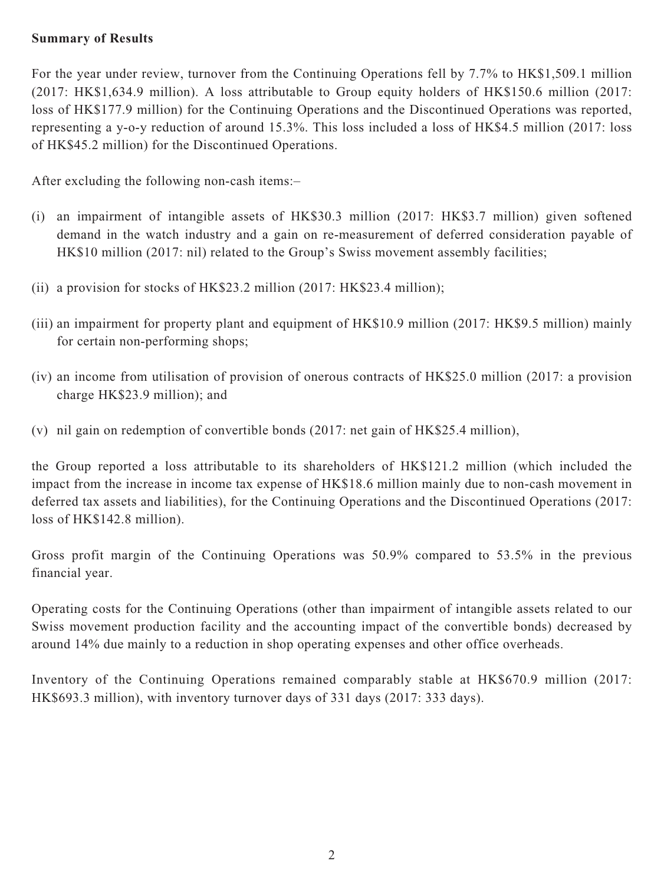**Summary of Results**

For the year under review, turnover from the Continuing Operations fell by 7.7% to HK$1,509.1 million (2017: HK$1,634.9 million). A loss attributable to Group equity holders of HK$150.6 million (2017: loss of HK$177.9 million) for the Continuing Operations and the Discontinued Operations was reported, representing a y-o-y reduction of around 15.3%. This loss included a loss of HK$4.5 million (2017: loss of HK$45.2 million) for the Discontinued Operations.

After excluding the following non-cash items:–

(i) an impairment of intangible assets of HK$30.3 million (2017: HK$3.7 million) given softened demand in the watch industry and a gain on re-measurement of deferred consideration payable of HK$10 million (2017: nil) related to the Group's Swiss movement assembly facilities;

(ii) a provision for stocks of HK$23.2 million (2017: HK$23.4 million);

(iii) an impairment for property plant and equipment of HK$10.9 million (2017: HK$9.5 million) mainly for certain non-performing shops;

(iv) an income from utilisation of provision of onerous contracts of HK$25.0 million (2017: a provision charge HK$23.9 million); and

(v) nil gain on redemption of convertible bonds (2017: net gain of HK$25.4 million),

the Group reported a loss attributable to its shareholders of HK$121.2 million (which included the impact from the increase in income tax expense of HK$18.6 million mainly due to non-cash movement in deferred tax assets and liabilities), for the Continuing Operations and the Discontinued Operations (2017: loss of HK$142.8 million).

Gross profit margin of the Continuing Operations was 50.9% compared to 53.5% in the previous financial year.

Operating costs for the Continuing Operations (other than impairment of intangible assets related to our Swiss movement production facility and the accounting impact of the convertible bonds) decreased by around 14% due mainly to a reduction in shop operating expenses and other office overheads.

Inventory of the Continuing Operations remained comparably stable at HK$670.9 million (2017: HK$693.3 million), with inventory turnover days of 331 days (2017: 333 days).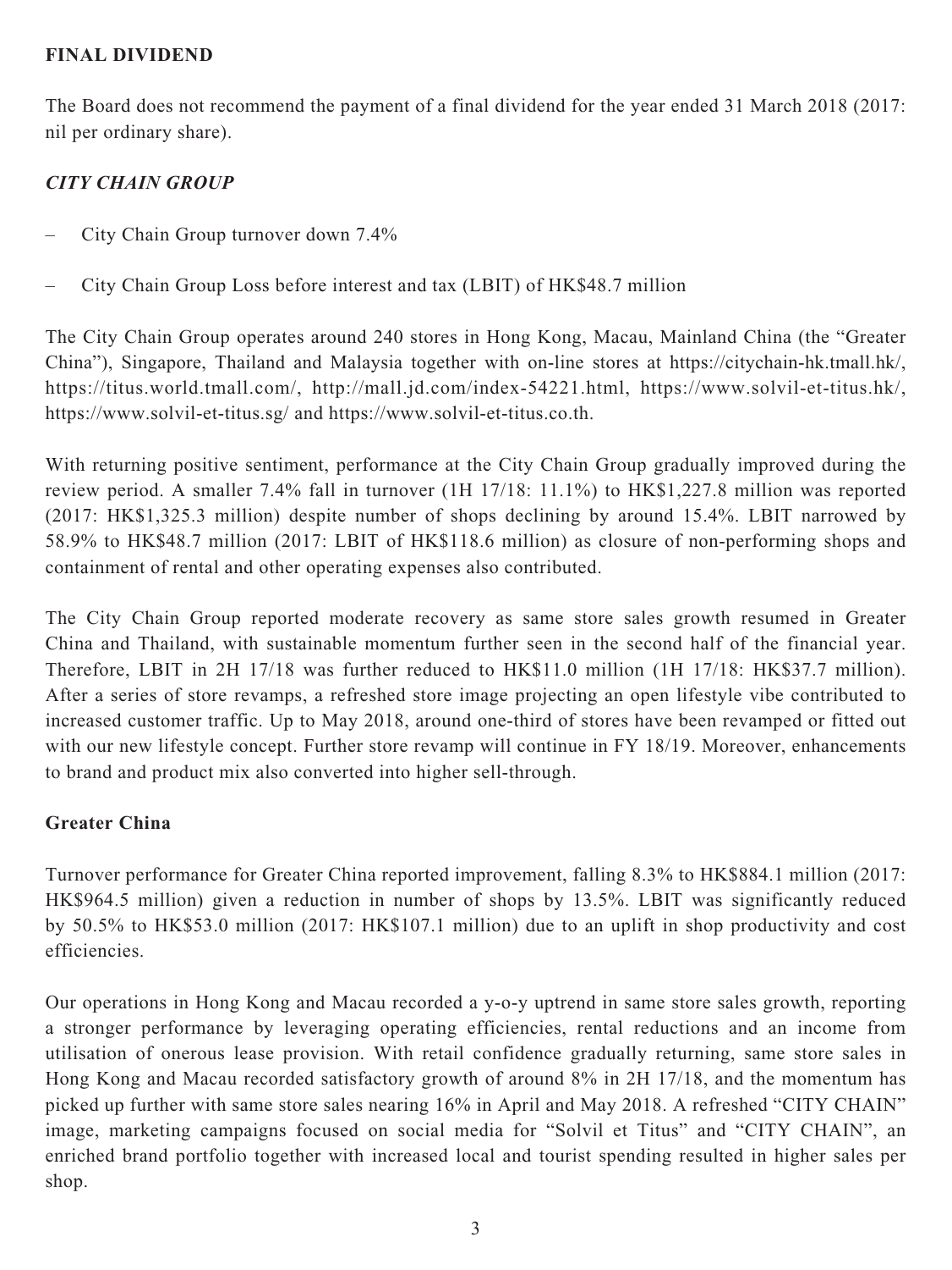## FINAL DIVIDEND

The Board does not recommend the payment of a final dividend for the year ended 31 March 2018 (2017: nil per ordinary share).

### *CITY CHAIN GROUP*

- City Chain Group turnover down 7.4%
- City Chain Group Loss before interest and tax (LBIT) of HK$48.7 million

The City Chain Group operates around 240 stores in Hong Kong, Macau, Mainland China (the "Greater China"), Singapore, Thailand and Malaysia together with on-line stores at https://citychain-hk.tmall.hk/, https://titus.world.tmall.com/, http://mall.jd.com/index-54221.html, https://www.solvil-et-titus.hk/, https://www.solvil-et-titus.sg/ and https://www.solvil-et-titus.co.th.

With returning positive sentiment, performance at the City Chain Group gradually improved during the review period. A smaller 7.4% fall in turnover (1H 17/18: 11.1%) to HK$1,227.8 million was reported (2017: HK$1,325.3 million) despite number of shops declining by around 15.4%. LBIT narrowed by 58.9% to HK$48.7 million (2017: LBIT of HK$118.6 million) as closure of non-performing shops and containment of rental and other operating expenses also contributed.

The City Chain Group reported moderate recovery as same store sales growth resumed in Greater China and Thailand, with sustainable momentum further seen in the second half of the financial year. Therefore, LBIT in 2H 17/18 was further reduced to HK$11.0 million (1H 17/18: HK$37.7 million). After a series of store revamps, a refreshed store image projecting an open lifestyle vibe contributed to increased customer traffic. Up to May 2018, around one-third of stores have been revamped or fitted out with our new lifestyle concept. Further store revamp will continue in FY 18/19. Moreover, enhancements to brand and product mix also converted into higher sell-through.

### Greater China

Turnover performance for Greater China reported improvement, falling 8.3% to HK$884.1 million (2017: HK$964.5 million) given a reduction in number of shops by 13.5%. LBIT was significantly reduced by 50.5% to HK$53.0 million (2017: HK$107.1 million) due to an uplift in shop productivity and cost efficiencies.

Our operations in Hong Kong and Macau recorded a y-o-y uptrend in same store sales growth, reporting a stronger performance by leveraging operating efficiencies, rental reductions and an income from utilisation of onerous lease provision. With retail confidence gradually returning, same store sales in Hong Kong and Macau recorded satisfactory growth of around 8% in 2H 17/18, and the momentum has picked up further with same store sales nearing 16% in April and May 2018. A refreshed "CITY CHAIN" image, marketing campaigns focused on social media for "Solvil et Titus" and "CITY CHAIN", an enriched brand portfolio together with increased local and tourist spending resulted in higher sales per shop.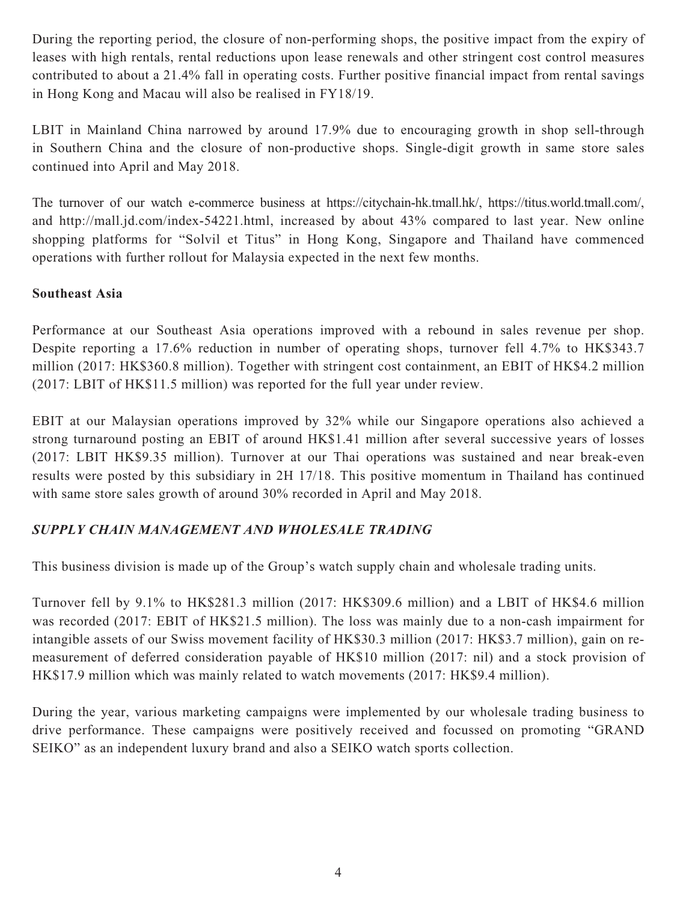During the reporting period, the closure of non-performing shops, the positive impact from the expiry of leases with high rentals, rental reductions upon lease renewals and other stringent cost control measures contributed to about a 21.4% fall in operating costs. Further positive financial impact from rental savings in Hong Kong and Macau will also be realised in FY18/19.

LBIT in Mainland China narrowed by around 17.9% due to encouraging growth in shop sell-through in Southern China and the closure of non-productive shops. Single-digit growth in same store sales continued into April and May 2018.

The turnover of our watch e-commerce business at https://citychain-hk.tmall.hk/, https://titus.world.tmall.com/, and http://mall.jd.com/index-54221.html, increased by about 43% compared to last year. New online shopping platforms for "Solvil et Titus" in Hong Kong, Singapore and Thailand have commenced operations with further rollout for Malaysia expected in the next few months.

**Southeast Asia**

Performance at our Southeast Asia operations improved with a rebound in sales revenue per shop. Despite reporting a 17.6% reduction in number of operating shops, turnover fell 4.7% to HK$343.7 million (2017: HK$360.8 million). Together with stringent cost containment, an EBIT of HK$4.2 million (2017: LBIT of HK$11.5 million) was reported for the full year under review.

EBIT at our Malaysian operations improved by 32% while our Singapore operations also achieved a strong turnaround posting an EBIT of around HK$1.41 million after several successive years of losses (2017: LBIT HK$9.35 million). Turnover at our Thai operations was sustained and near break-even results were posted by this subsidiary in 2H 17/18. This positive momentum in Thailand has continued with same store sales growth of around 30% recorded in April and May 2018.

***SUPPLY CHAIN MANAGEMENT AND WHOLESALE TRADING***

This business division is made up of the Group's watch supply chain and wholesale trading units.

Turnover fell by 9.1% to HK$281.3 million (2017: HK$309.6 million) and a LBIT of HK$4.6 million was recorded (2017: EBIT of HK$21.5 million). The loss was mainly due to a non-cash impairment for intangible assets of our Swiss movement facility of HK$30.3 million (2017: HK$3.7 million), gain on re-measurement of deferred consideration payable of HK$10 million (2017: nil) and a stock provision of HK$17.9 million which was mainly related to watch movements (2017: HK$9.4 million).

During the year, various marketing campaigns were implemented by our wholesale trading business to drive performance. These campaigns were positively received and focussed on promoting "GRAND SEIKO" as an independent luxury brand and also a SEIKO watch sports collection.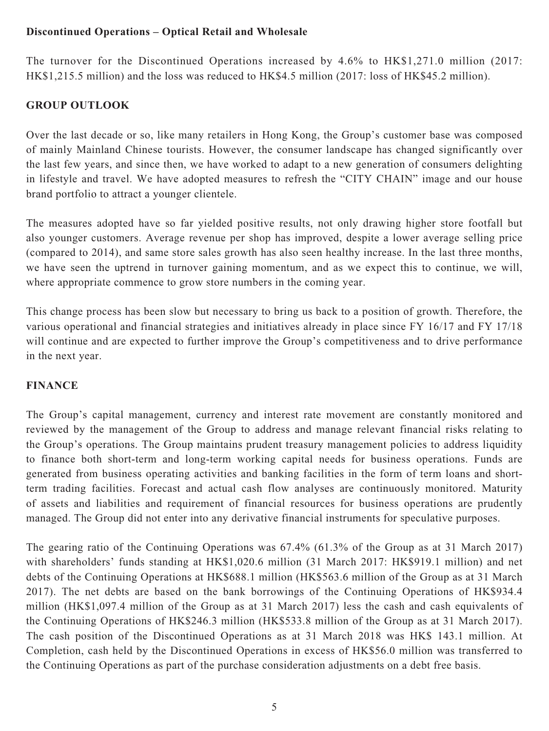**Discontinued Operations – Optical Retail and Wholesale**

The turnover for the Discontinued Operations increased by 4.6% to HK$1,271.0 million (2017: HK$1,215.5 million) and the loss was reduced to HK$4.5 million (2017: loss of HK$45.2 million).

## GROUP OUTLOOK

Over the last decade or so, like many retailers in Hong Kong, the Group's customer base was composed of mainly Mainland Chinese tourists. However, the consumer landscape has changed significantly over the last few years, and since then, we have worked to adapt to a new generation of consumers delighting in lifestyle and travel. We have adopted measures to refresh the "CITY CHAIN" image and our house brand portfolio to attract a younger clientele.

The measures adopted have so far yielded positive results, not only drawing higher store footfall but also younger customers. Average revenue per shop has improved, despite a lower average selling price (compared to 2014), and same store sales growth has also seen healthy increase. In the last three months, we have seen the uptrend in turnover gaining momentum, and as we expect this to continue, we will, where appropriate commence to grow store numbers in the coming year.

This change process has been slow but necessary to bring us back to a position of growth. Therefore, the various operational and financial strategies and initiatives already in place since FY 16/17 and FY 17/18 will continue and are expected to further improve the Group's competitiveness and to drive performance in the next year.

## FINANCE

The Group's capital management, currency and interest rate movement are constantly monitored and reviewed by the management of the Group to address and manage relevant financial risks relating to the Group's operations. The Group maintains prudent treasury management policies to address liquidity to finance both short-term and long-term working capital needs for business operations. Funds are generated from business operating activities and banking facilities in the form of term loans and short-term trading facilities. Forecast and actual cash flow analyses are continuously monitored. Maturity of assets and liabilities and requirement of financial resources for business operations are prudently managed. The Group did not enter into any derivative financial instruments for speculative purposes.

The gearing ratio of the Continuing Operations was 67.4% (61.3% of the Group as at 31 March 2017) with shareholders' funds standing at HK$1,020.6 million (31 March 2017: HK$919.1 million) and net debts of the Continuing Operations at HK$688.1 million (HK$563.6 million of the Group as at 31 March 2017). The net debts are based on the bank borrowings of the Continuing Operations of HK$934.4 million (HK$1,097.4 million of the Group as at 31 March 2017) less the cash and cash equivalents of the Continuing Operations of HK$246.3 million (HK$533.8 million of the Group as at 31 March 2017). The cash position of the Discontinued Operations as at 31 March 2018 was HK$ 143.1 million. At Completion, cash held by the Discontinued Operations in excess of HK$56.0 million was transferred to the Continuing Operations as part of the purchase consideration adjustments on a debt free basis.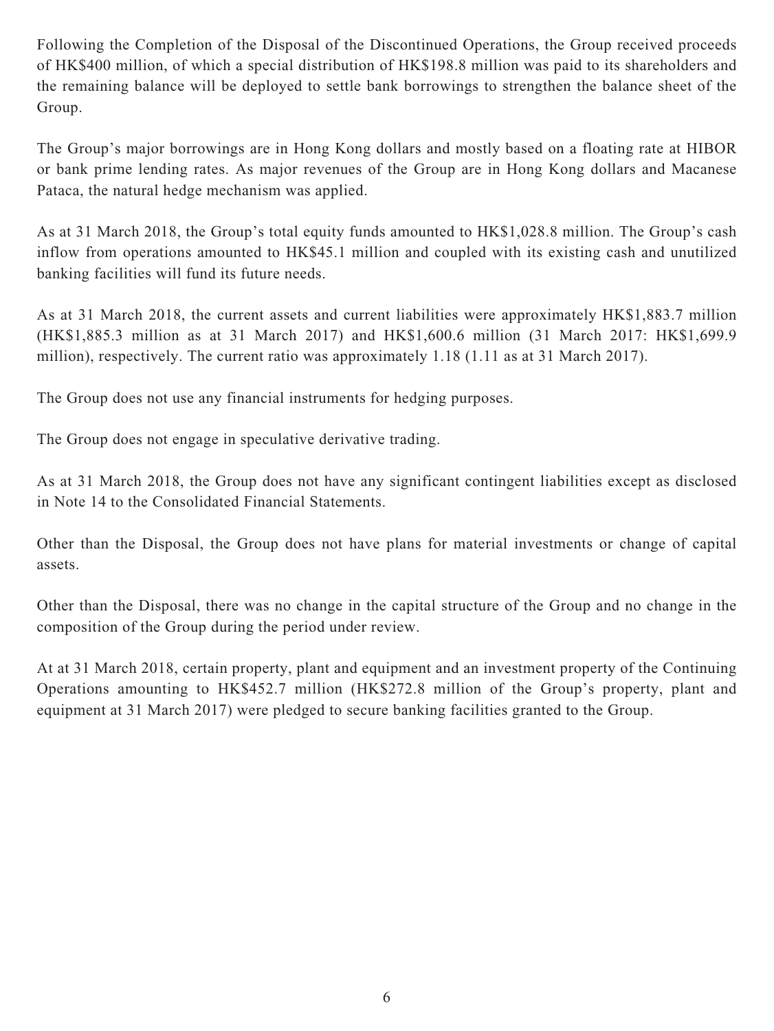Following the Completion of the Disposal of the Discontinued Operations, the Group received proceeds of HK$400 million, of which a special distribution of HK$198.8 million was paid to its shareholders and the remaining balance will be deployed to settle bank borrowings to strengthen the balance sheet of the Group.

The Group's major borrowings are in Hong Kong dollars and mostly based on a floating rate at HIBOR or bank prime lending rates. As major revenues of the Group are in Hong Kong dollars and Macanese Pataca, the natural hedge mechanism was applied.

As at 31 March 2018, the Group's total equity funds amounted to HK$1,028.8 million. The Group's cash inflow from operations amounted to HK$45.1 million and coupled with its existing cash and unutilized banking facilities will fund its future needs.

As at 31 March 2018, the current assets and current liabilities were approximately HK$1,883.7 million (HK$1,885.3 million as at 31 March 2017) and HK$1,600.6 million (31 March 2017: HK$1,699.9 million), respectively. The current ratio was approximately 1.18 (1.11 as at 31 March 2017).

The Group does not use any financial instruments for hedging purposes.

The Group does not engage in speculative derivative trading.

As at 31 March 2018, the Group does not have any significant contingent liabilities except as disclosed in Note 14 to the Consolidated Financial Statements.

Other than the Disposal, the Group does not have plans for material investments or change of capital assets.

Other than the Disposal, there was no change in the capital structure of the Group and no change in the composition of the Group during the period under review.

At at 31 March 2018, certain property, plant and equipment and an investment property of the Continuing Operations amounting to HK$452.7 million (HK$272.8 million of the Group's property, plant and equipment at 31 March 2017) were pledged to secure banking facilities granted to the Group.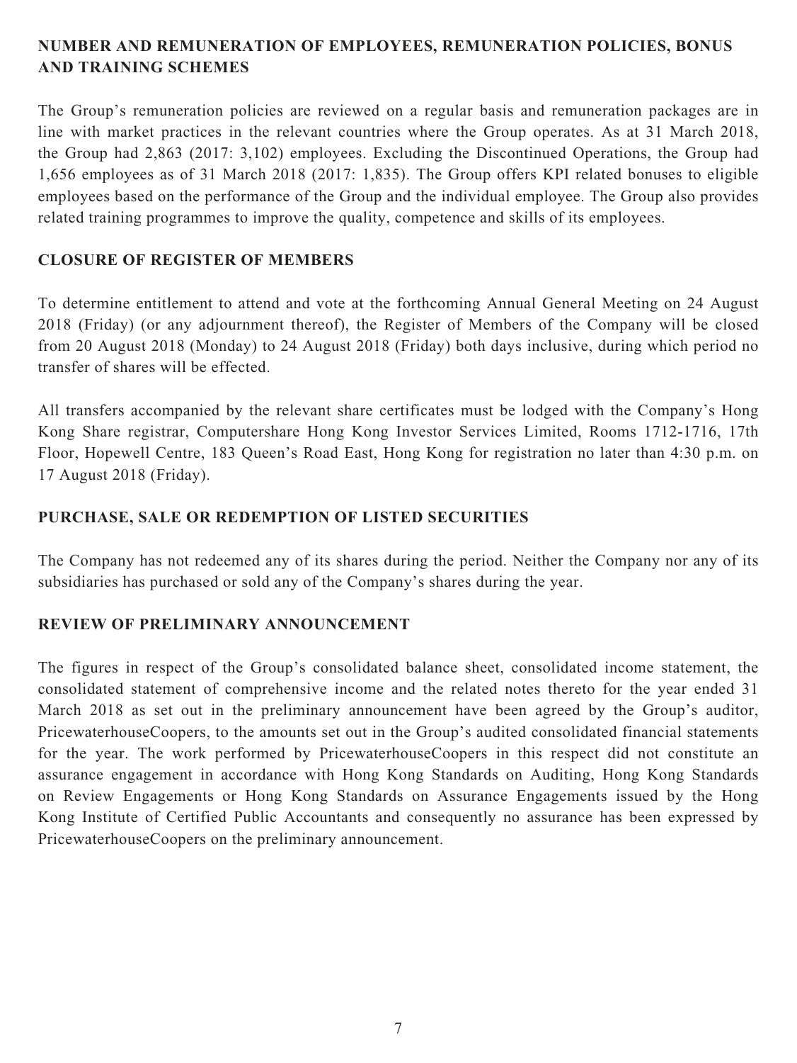## NUMBER AND REMUNERATION OF EMPLOYEES, REMUNERATION POLICIES, BONUS AND TRAINING SCHEMES

The Group's remuneration policies are reviewed on a regular basis and remuneration packages are in line with market practices in the relevant countries where the Group operates. As at 31 March 2018, the Group had 2,863 (2017: 3,102) employees. Excluding the Discontinued Operations, the Group had 1,656 employees as of 31 March 2018 (2017: 1,835). The Group offers KPI related bonuses to eligible employees based on the performance of the Group and the individual employee. The Group also provides related training programmes to improve the quality, competence and skills of its employees.

## CLOSURE OF REGISTER OF MEMBERS

To determine entitlement to attend and vote at the forthcoming Annual General Meeting on 24 August 2018 (Friday) (or any adjournment thereof), the Register of Members of the Company will be closed from 20 August 2018 (Monday) to 24 August 2018 (Friday) both days inclusive, during which period no transfer of shares will be effected.

All transfers accompanied by the relevant share certificates must be lodged with the Company's Hong Kong Share registrar, Computershare Hong Kong Investor Services Limited, Rooms 1712-1716, 17th Floor, Hopewell Centre, 183 Queen's Road East, Hong Kong for registration no later than 4:30 p.m. on 17 August 2018 (Friday).

## PURCHASE, SALE OR REDEMPTION OF LISTED SECURITIES

The Company has not redeemed any of its shares during the period. Neither the Company nor any of its subsidiaries has purchased or sold any of the Company's shares during the year.

## REVIEW OF PRELIMINARY ANNOUNCEMENT

The figures in respect of the Group's consolidated balance sheet, consolidated income statement, the consolidated statement of comprehensive income and the related notes thereto for the year ended 31 March 2018 as set out in the preliminary announcement have been agreed by the Group's auditor, PricewaterhouseCoopers, to the amounts set out in the Group's audited consolidated financial statements for the year. The work performed by PricewaterhouseCoopers in this respect did not constitute an assurance engagement in accordance with Hong Kong Standards on Auditing, Hong Kong Standards on Review Engagements or Hong Kong Standards on Assurance Engagements issued by the Hong Kong Institute of Certified Public Accountants and consequently no assurance has been expressed by PricewaterhouseCoopers on the preliminary announcement.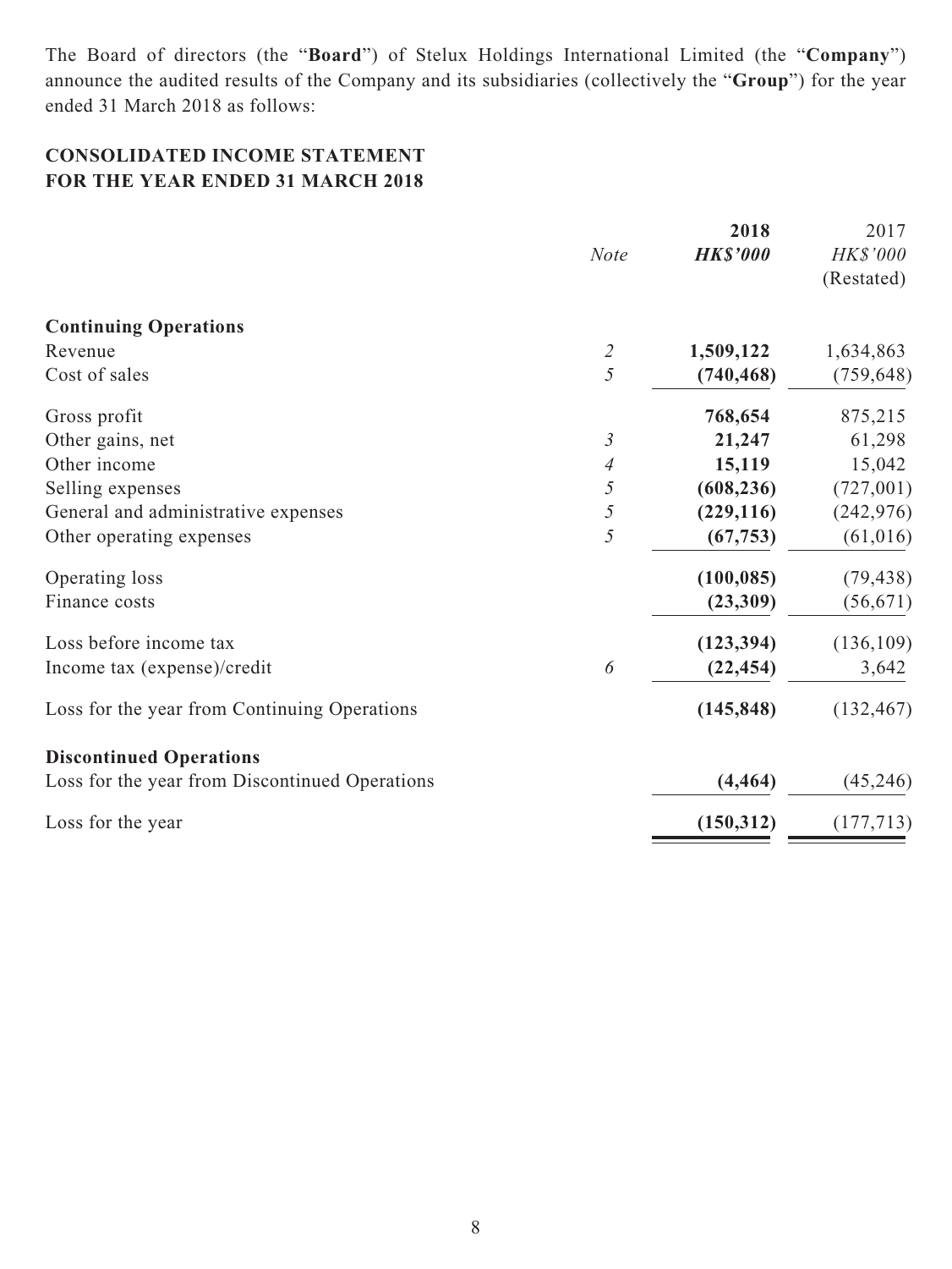The Board of directors (the "**Board**") of Stelux Holdings International Limited (the "**Company**") announce the audited results of the Company and its subsidiaries (collectively the "**Group**") for the year ended 31 March 2018 as follows:

## CONSOLIDATED INCOME STATEMENT
## FOR THE YEAR ENDED 31 MARCH 2018

| | *Note* | **2018** *HK$'000* | 2017 *HK$'000* (Restated) |
|---|---|---|---|
| **Continuing Operations** | | | |
| Revenue | *2* | **1,509,122** | 1,634,863 |
| Cost of sales | *5* | **(740,468)** | (759,648) |
| Gross profit | | **768,654** | 875,215 |
| Other gains, net | *3* | **21,247** | 61,298 |
| Other income | *4* | **15,119** | 15,042 |
| Selling expenses | *5* | **(608,236)** | (727,001) |
| General and administrative expenses | *5* | **(229,116)** | (242,976) |
| Other operating expenses | *5* | **(67,753)** | (61,016) |
| Operating loss | | **(100,085)** | (79,438) |
| Finance costs | | **(23,309)** | (56,671) |
| Loss before income tax | | **(123,394)** | (136,109) |
| Income tax (expense)/credit | *6* | **(22,454)** | 3,642 |
| Loss for the year from Continuing Operations | | **(145,848)** | (132,467) |
| **Discontinued Operations** | | | |
| Loss for the year from Discontinued Operations | | **(4,464)** | (45,246) |
| Loss for the year | | **(150,312)** | (177,713) |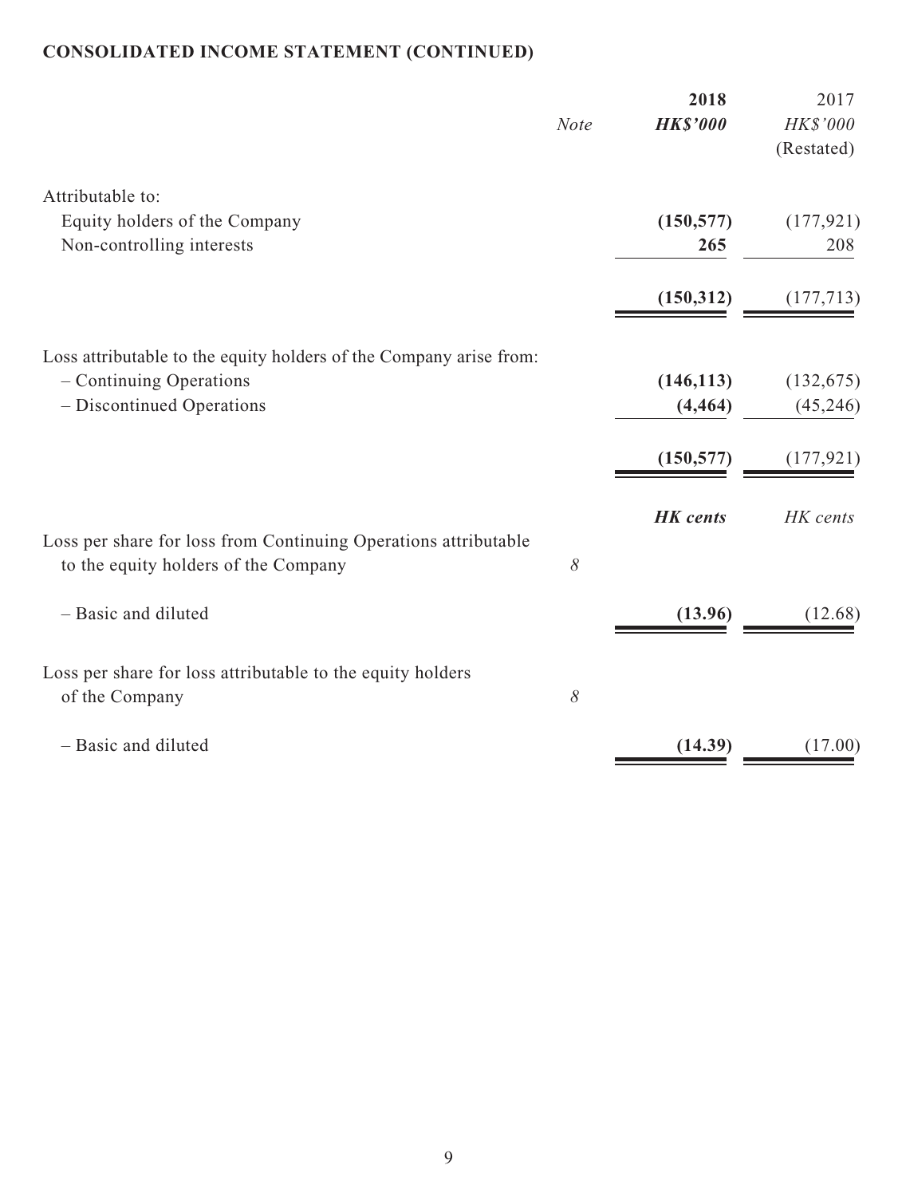**CONSOLIDATED INCOME STATEMENT (CONTINUED)**

| | *Note* | **2018** **HK$'000** | 2017 HK$'000 (Restated) |
|---|---|---|---|
| Attributable to: | | | |
| Equity holders of the Company | | **(150,577)** | (177,921) |
| Non-controlling interests | | **265** | 208 |
| | | **(150,312)** | (177,713) |
| Loss attributable to the equity holders of the Company arise from: | | | |
| – Continuing Operations | | **(146,113)** | (132,675) |
| – Discontinued Operations | | **(4,464)** | (45,246) |
| | | **(150,577)** | (177,921) |
| | | ***HK cents*** | *HK cents* |
| Loss per share for loss from Continuing Operations attributable to the equity holders of the Company | *8* | | |
| – Basic and diluted | | **(13.96)** | (12.68) |
| Loss per share for loss attributable to the equity holders of the Company | *8* | | |
| – Basic and diluted | | **(14.39)** | (17.00) |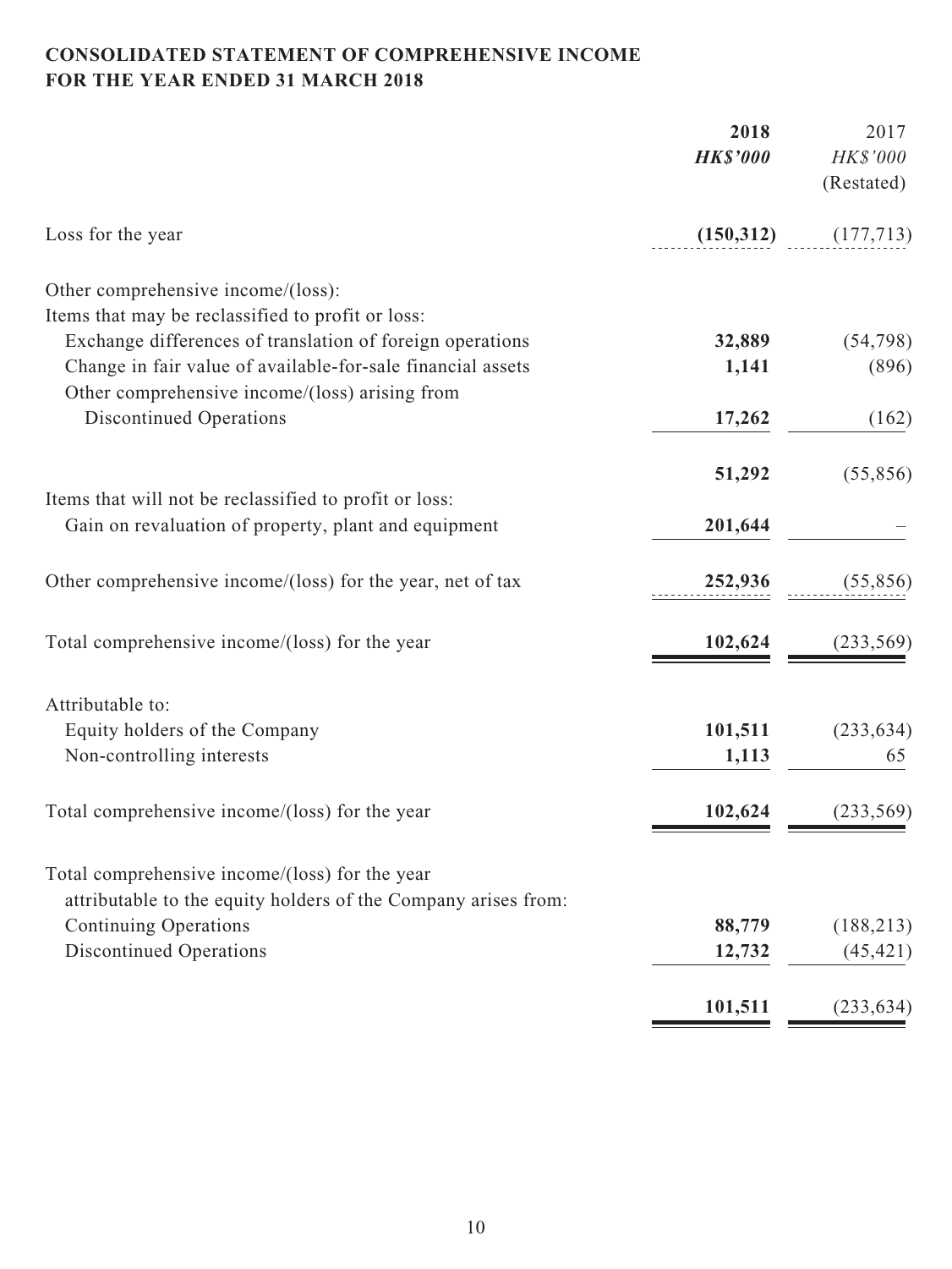## CONSOLIDATED STATEMENT OF COMPREHENSIVE INCOME
## FOR THE YEAR ENDED 31 MARCH 2018

| | 2018 | 2017 |
|---|---|---|
| | ***HK$'000*** | *HK$'000* |
| | | (Restated) |
| Loss for the year | **(150,312)** | (177,713) |
| Other comprehensive income/(loss): | | |
| Items that may be reclassified to profit or loss: | | |
| Exchange differences of translation of foreign operations | **32,889** | (54,798) |
| Change in fair value of available-for-sale financial assets | **1,141** | (896) |
| Other comprehensive income/(loss) arising from Discontinued Operations | **17,262** | (162) |
| | **51,292** | (55,856) |
| Items that will not be reclassified to profit or loss: | | |
| Gain on revaluation of property, plant and equipment | **201,644** | – |
| Other comprehensive income/(loss) for the year, net of tax | **252,936** | (55,856) |
| Total comprehensive income/(loss) for the year | **102,624** | (233,569) |
| Attributable to: | | |
| Equity holders of the Company | **101,511** | (233,634) |
| Non-controlling interests | **1,113** | 65 |
| Total comprehensive income/(loss) for the year | **102,624** | (233,569) |
| Total comprehensive income/(loss) for the year attributable to the equity holders of the Company arises from: | | |
| Continuing Operations | **88,779** | (188,213) |
| Discontinued Operations | **12,732** | (45,421) |
| | **101,511** | (233,634) |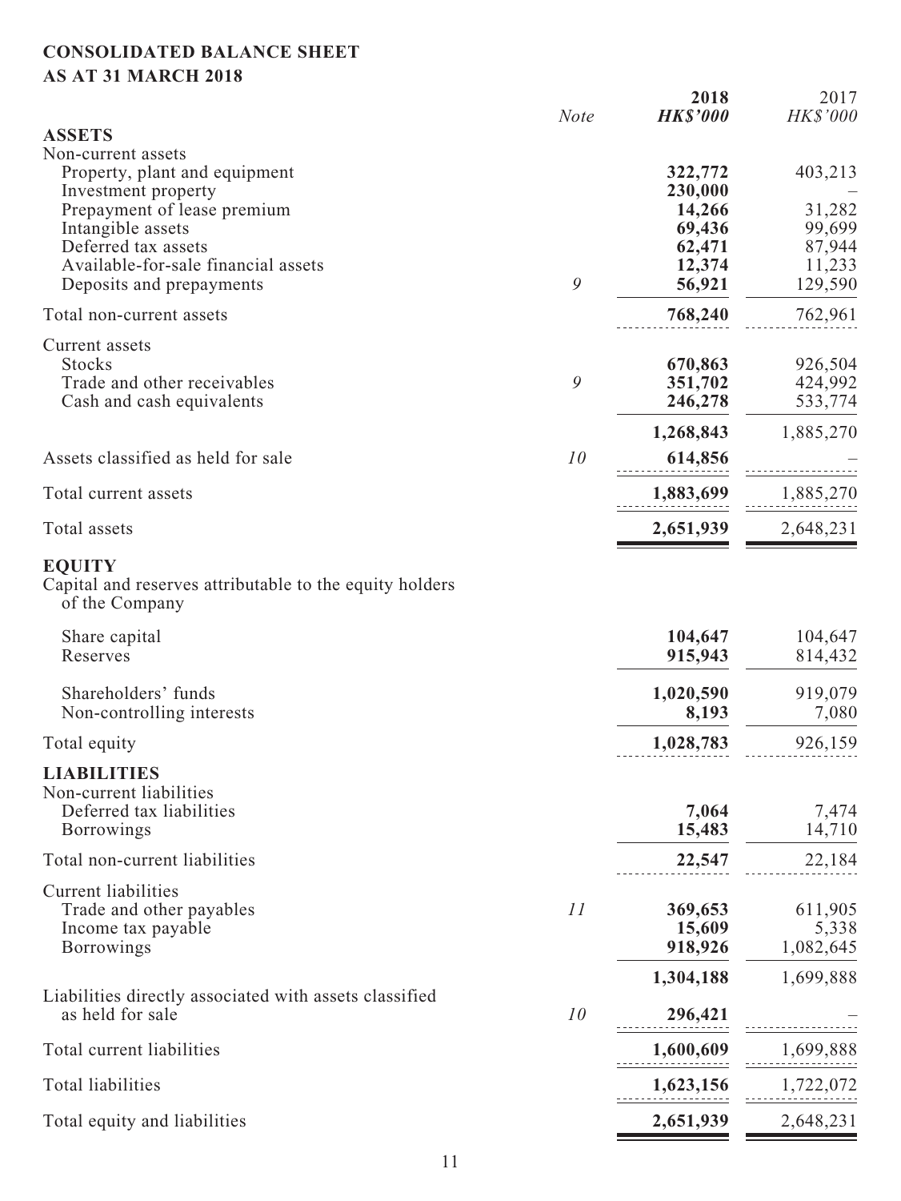# CONSOLIDATED BALANCE SHEET
## AS AT 31 MARCH 2018

| | *Note* | **2018** ***HK$'000*** | 2017 *HK$'000* |
|---|---|---|---|
| **ASSETS** | | | |
| Non-current assets | | | |
| Property, plant and equipment | | **322,772** | 403,213 |
| Investment property | | **230,000** | – |
| Prepayment of lease premium | | **14,266** | 31,282 |
| Intangible assets | | **69,436** | 99,699 |
| Deferred tax assets | | **62,471** | 87,944 |
| Available-for-sale financial assets | | **12,374** | 11,233 |
| Deposits and prepayments | *9* | **56,921** | 129,590 |
| Total non-current assets | | **768,240** | 762,961 |
| Current assets | | | |
| Stocks | | **670,863** | 926,504 |
| Trade and other receivables | *9* | **351,702** | 424,992 |
| Cash and cash equivalents | | **246,278** | 533,774 |
| | | **1,268,843** | 1,885,270 |
| Assets classified as held for sale | *10* | **614,856** | – |
| Total current assets | | **1,883,699** | 1,885,270 |
| Total assets | | **2,651,939** | 2,648,231 |
| **EQUITY** | | | |
| Capital and reserves attributable to the equity holders of the Company | | | |
| Share capital | | **104,647** | 104,647 |
| Reserves | | **915,943** | 814,432 |
| Shareholders' funds | | **1,020,590** | 919,079 |
| Non-controlling interests | | **8,193** | 7,080 |
| Total equity | | **1,028,783** | 926,159 |
| **LIABILITIES** | | | |
| Non-current liabilities | | | |
| Deferred tax liabilities | | **7,064** | 7,474 |
| Borrowings | | **15,483** | 14,710 |
| Total non-current liabilities | | **22,547** | 22,184 |
| Current liabilities | | | |
| Trade and other payables | *11* | **369,653** | 611,905 |
| Income tax payable | | **15,609** | 5,338 |
| Borrowings | | **918,926** | 1,082,645 |
| | | **1,304,188** | 1,699,888 |
| Liabilities directly associated with assets classified as held for sale | *10* | **296,421** | – |
| Total current liabilities | | **1,600,609** | 1,699,888 |
| Total liabilities | | **1,623,156** | 1,722,072 |
| Total equity and liabilities | | **2,651,939** | 2,648,231 |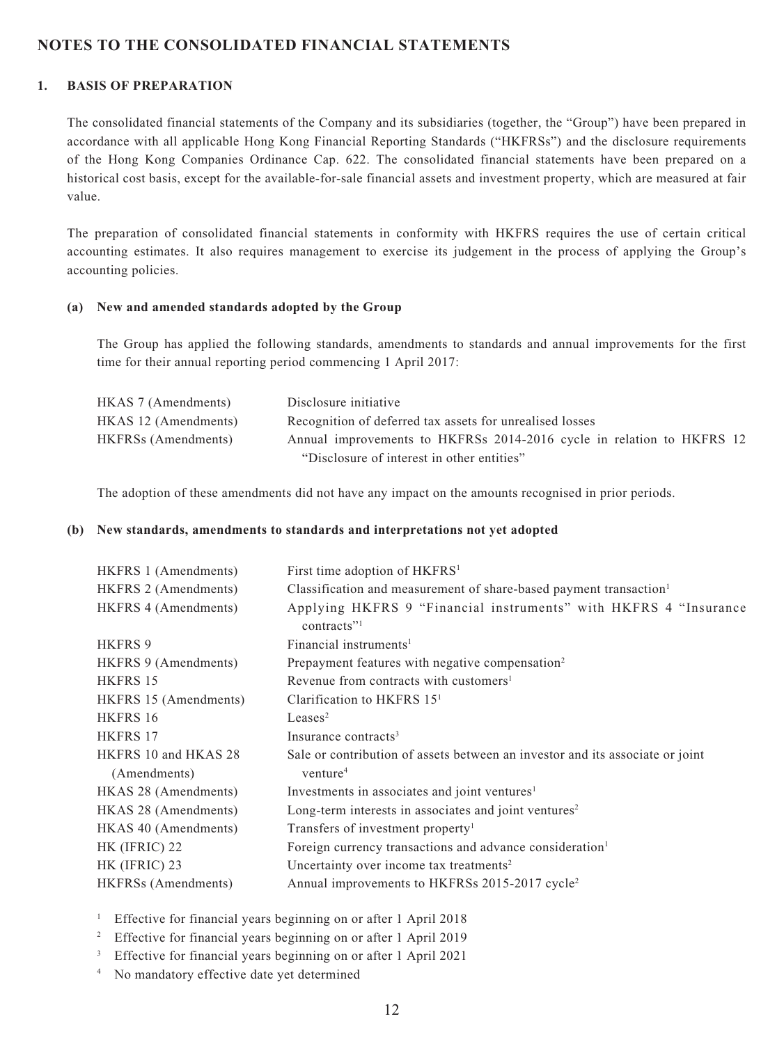# NOTES TO THE CONSOLIDATED FINANCIAL STATEMENTS

## 1. BASIS OF PREPARATION

The consolidated financial statements of the Company and its subsidiaries (together, the "Group") have been prepared in accordance with all applicable Hong Kong Financial Reporting Standards ("HKFRSs") and the disclosure requirements of the Hong Kong Companies Ordinance Cap. 622. The consolidated financial statements have been prepared on a historical cost basis, except for the available-for-sale financial assets and investment property, which are measured at fair value.

The preparation of consolidated financial statements in conformity with HKFRS requires the use of certain critical accounting estimates. It also requires management to exercise its judgement in the process of applying the Group's accounting policies.

### (a) New and amended standards adopted by the Group

The Group has applied the following standards, amendments to standards and annual improvements for the first time for their annual reporting period commencing 1 April 2017:

| | |
|---|---|
| HKAS 7 (Amendments) | Disclosure initiative |
| HKAS 12 (Amendments) | Recognition of deferred tax assets for unrealised losses |
| HKFRSs (Amendments) | Annual improvements to HKFRSs 2014-2016 cycle in relation to HKFRS 12 "Disclosure of interest in other entities" |

The adoption of these amendments did not have any impact on the amounts recognised in prior periods.

### (b) New standards, amendments to standards and interpretations not yet adopted

| | |
|---|---|
| HKFRS 1 (Amendments) | First time adoption of HKFRS[1] |
| HKFRS 2 (Amendments) | Classification and measurement of share-based payment transaction[1] |
| HKFRS 4 (Amendments) | Applying HKFRS 9 "Financial instruments" with HKFRS 4 "Insurance contracts"[1] |
| HKFRS 9 | Financial instruments[1] |
| HKFRS 9 (Amendments) | Prepayment features with negative compensation[2] |
| HKFRS 15 | Revenue from contracts with customers[1] |
| HKFRS 15 (Amendments) | Clarification to HKFRS 15[1] |
| HKFRS 16 | Leases[2] |
| HKFRS 17 | Insurance contracts[3] |
| HKFRS 10 and HKAS 28 (Amendments) | Sale or contribution of assets between an investor and its associate or joint venture[4] |
| HKAS 28 (Amendments) | Investments in associates and joint ventures[1] |
| HKAS 28 (Amendments) | Long-term interests in associates and joint ventures[2] |
| HKAS 40 (Amendments) | Transfers of investment property[1] |
| HK (IFRIC) 22 | Foreign currency transactions and advance consideration[1] |
| HK (IFRIC) 23 | Uncertainty over income tax treatments[2] |
| HKFRSs (Amendments) | Annual improvements to HKFRSs 2015-2017 cycle[2] |

[1] Effective for financial years beginning on or after 1 April 2018

[2] Effective for financial years beginning on or after 1 April 2019

[3] Effective for financial years beginning on or after 1 April 2021

[4] No mandatory effective date yet determined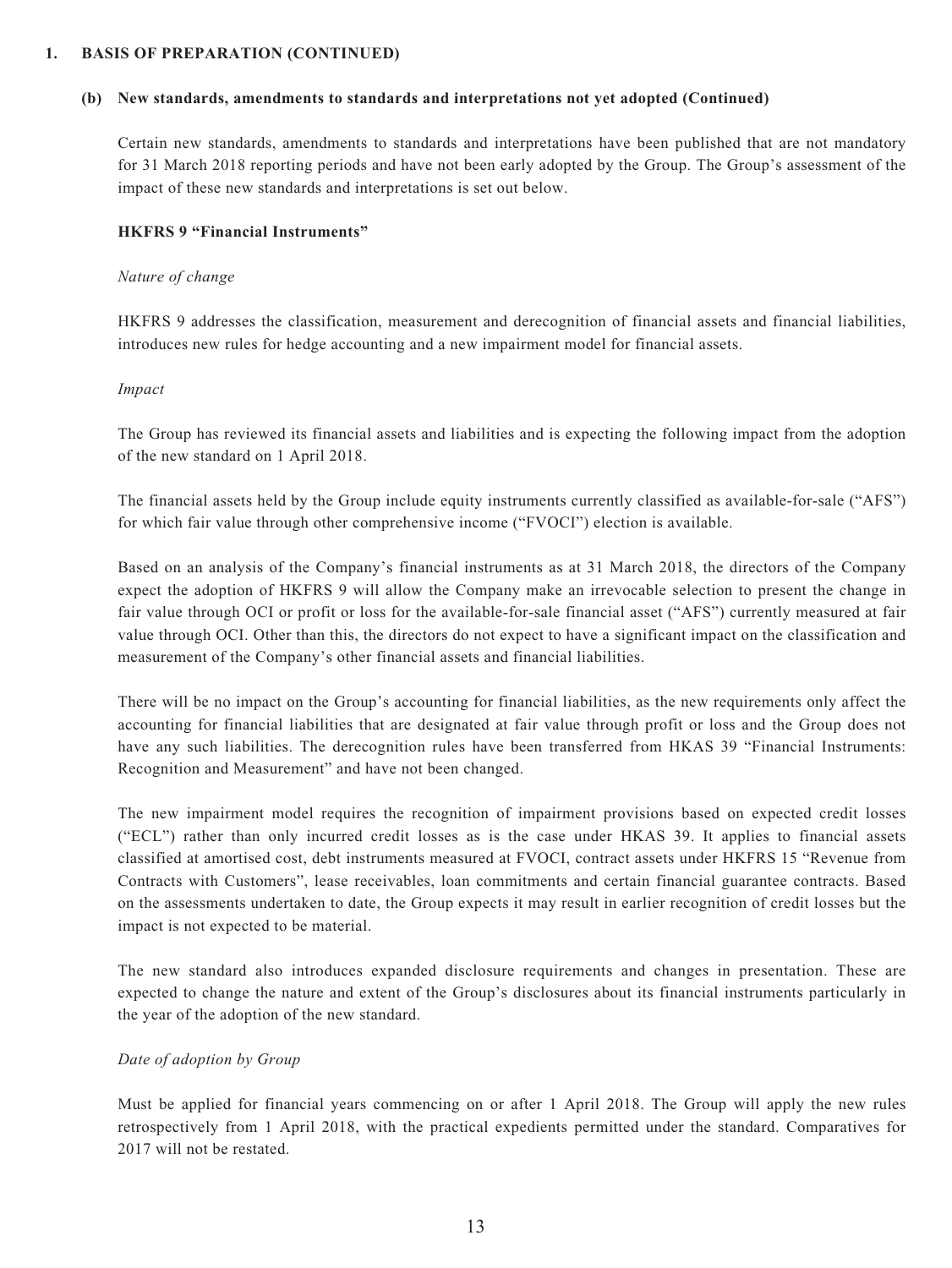## 1. BASIS OF PREPARATION (CONTINUED)

### (b) New standards, amendments to standards and interpretations not yet adopted (Continued)

Certain new standards, amendments to standards and interpretations have been published that are not mandatory for 31 March 2018 reporting periods and have not been early adopted by the Group. The Group's assessment of the impact of these new standards and interpretations is set out below.

**HKFRS 9 "Financial Instruments"**

*Nature of change*

HKFRS 9 addresses the classification, measurement and derecognition of financial assets and financial liabilities, introduces new rules for hedge accounting and a new impairment model for financial assets.

*Impact*

The Group has reviewed its financial assets and liabilities and is expecting the following impact from the adoption of the new standard on 1 April 2018.

The financial assets held by the Group include equity instruments currently classified as available-for-sale ("AFS") for which fair value through other comprehensive income ("FVOCI") election is available.

Based on an analysis of the Company's financial instruments as at 31 March 2018, the directors of the Company expect the adoption of HKFRS 9 will allow the Company make an irrevocable selection to present the change in fair value through OCI or profit or loss for the available-for-sale financial asset ("AFS") currently measured at fair value through OCI. Other than this, the directors do not expect to have a significant impact on the classification and measurement of the Company's other financial assets and financial liabilities.

There will be no impact on the Group's accounting for financial liabilities, as the new requirements only affect the accounting for financial liabilities that are designated at fair value through profit or loss and the Group does not have any such liabilities. The derecognition rules have been transferred from HKAS 39 "Financial Instruments: Recognition and Measurement" and have not been changed.

The new impairment model requires the recognition of impairment provisions based on expected credit losses ("ECL") rather than only incurred credit losses as is the case under HKAS 39. It applies to financial assets classified at amortised cost, debt instruments measured at FVOCI, contract assets under HKFRS 15 "Revenue from Contracts with Customers", lease receivables, loan commitments and certain financial guarantee contracts. Based on the assessments undertaken to date, the Group expects it may result in earlier recognition of credit losses but the impact is not expected to be material.

The new standard also introduces expanded disclosure requirements and changes in presentation. These are expected to change the nature and extent of the Group's disclosures about its financial instruments particularly in the year of the adoption of the new standard.

*Date of adoption by Group*

Must be applied for financial years commencing on or after 1 April 2018. The Group will apply the new rules retrospectively from 1 April 2018, with the practical expedients permitted under the standard. Comparatives for 2017 will not be restated.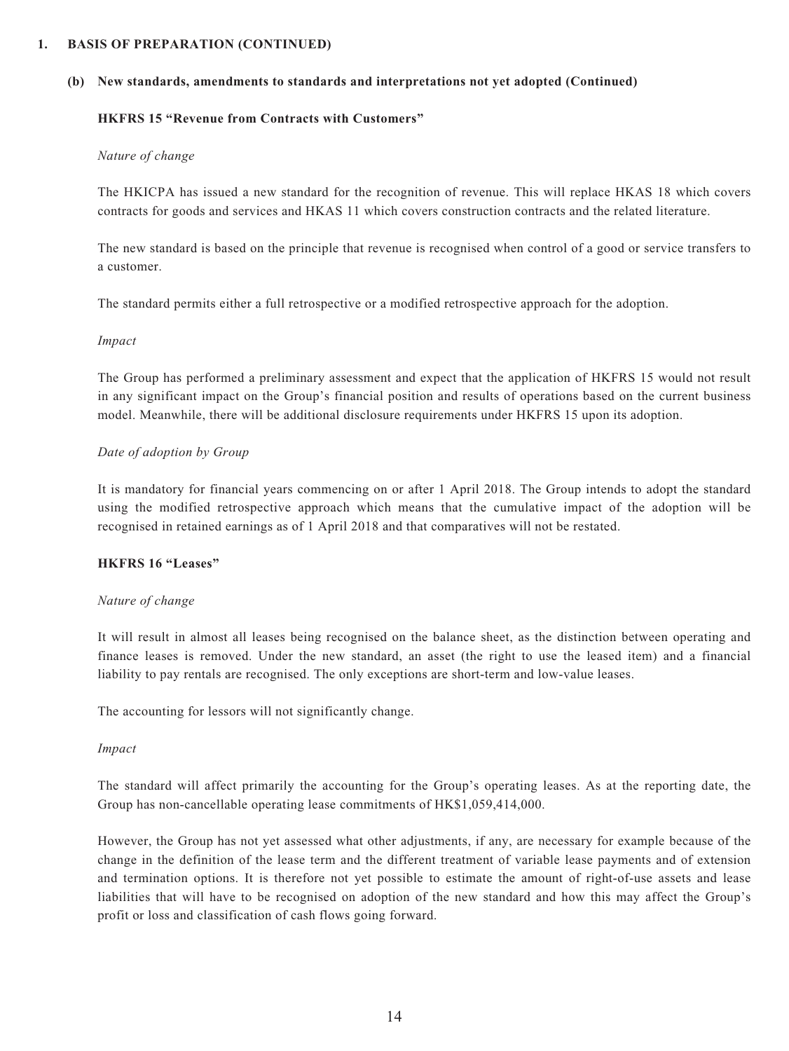## 1. BASIS OF PREPARATION (CONTINUED)

### (b) New standards, amendments to standards and interpretations not yet adopted (Continued)

**HKFRS 15 "Revenue from Contracts with Customers"**

*Nature of change*

The HKICPA has issued a new standard for the recognition of revenue. This will replace HKAS 18 which covers contracts for goods and services and HKAS 11 which covers construction contracts and the related literature.

The new standard is based on the principle that revenue is recognised when control of a good or service transfers to a customer.

The standard permits either a full retrospective or a modified retrospective approach for the adoption.

*Impact*

The Group has performed a preliminary assessment and expect that the application of HKFRS 15 would not result in any significant impact on the Group's financial position and results of operations based on the current business model. Meanwhile, there will be additional disclosure requirements under HKFRS 15 upon its adoption.

*Date of adoption by Group*

It is mandatory for financial years commencing on or after 1 April 2018. The Group intends to adopt the standard using the modified retrospective approach which means that the cumulative impact of the adoption will be recognised in retained earnings as of 1 April 2018 and that comparatives will not be restated.

**HKFRS 16 "Leases"**

*Nature of change*

It will result in almost all leases being recognised on the balance sheet, as the distinction between operating and finance leases is removed. Under the new standard, an asset (the right to use the leased item) and a financial liability to pay rentals are recognised. The only exceptions are short-term and low-value leases.

The accounting for lessors will not significantly change.

*Impact*

The standard will affect primarily the accounting for the Group's operating leases. As at the reporting date, the Group has non-cancellable operating lease commitments of HK$1,059,414,000.

However, the Group has not yet assessed what other adjustments, if any, are necessary for example because of the change in the definition of the lease term and the different treatment of variable lease payments and of extension and termination options. It is therefore not yet possible to estimate the amount of right-of-use assets and lease liabilities that will have to be recognised on adoption of the new standard and how this may affect the Group's profit or loss and classification of cash flows going forward.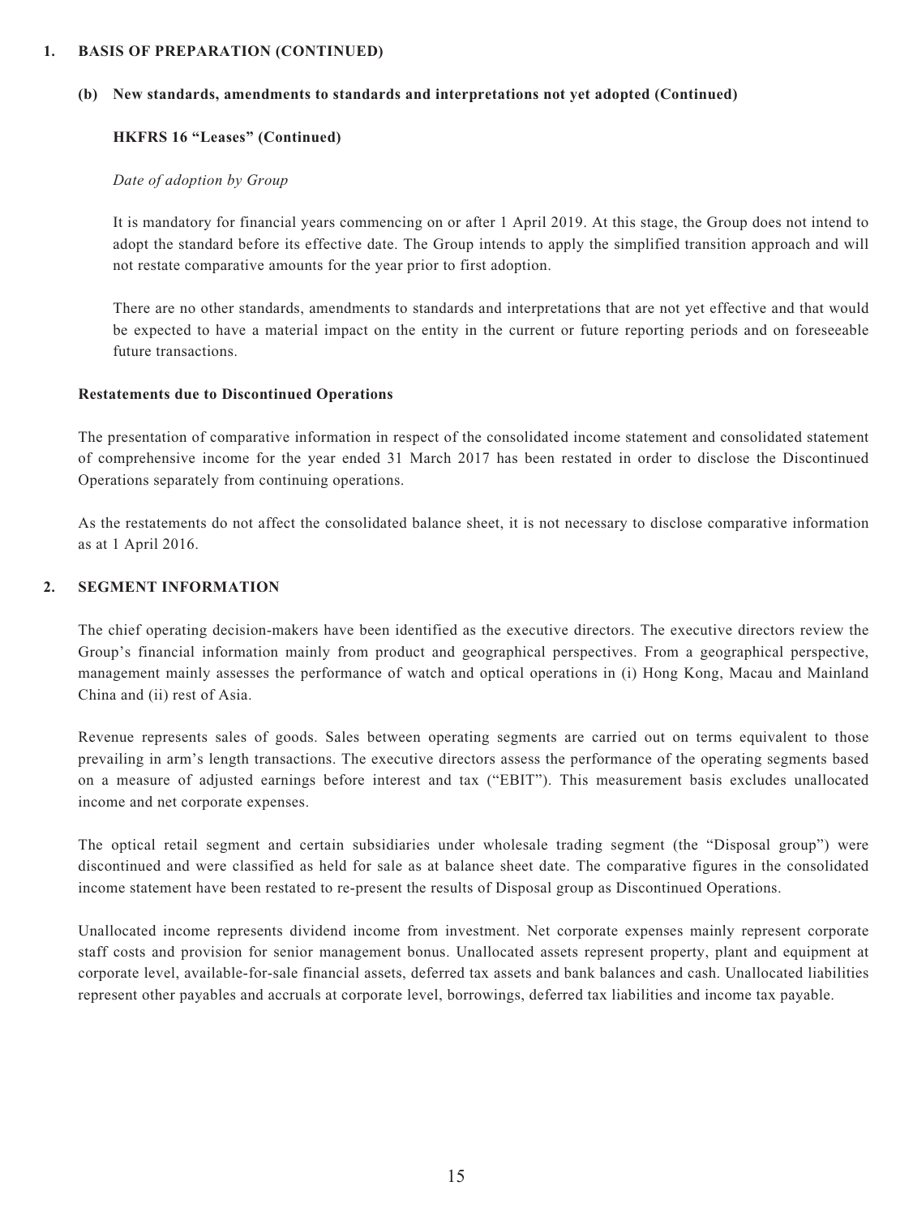## 1. BASIS OF PREPARATION (CONTINUED)

### (b) New standards, amendments to standards and interpretations not yet adopted (Continued)

**HKFRS 16 "Leases" (Continued)**

*Date of adoption by Group*

It is mandatory for financial years commencing on or after 1 April 2019. At this stage, the Group does not intend to adopt the standard before its effective date. The Group intends to apply the simplified transition approach and will not restate comparative amounts for the year prior to first adoption.

There are no other standards, amendments to standards and interpretations that are not yet effective and that would be expected to have a material impact on the entity in the current or future reporting periods and on foreseeable future transactions.

**Restatements due to Discontinued Operations**

The presentation of comparative information in respect of the consolidated income statement and consolidated statement of comprehensive income for the year ended 31 March 2017 has been restated in order to disclose the Discontinued Operations separately from continuing operations.

As the restatements do not affect the consolidated balance sheet, it is not necessary to disclose comparative information as at 1 April 2016.

## 2. SEGMENT INFORMATION

The chief operating decision-makers have been identified as the executive directors. The executive directors review the Group's financial information mainly from product and geographical perspectives. From a geographical perspective, management mainly assesses the performance of watch and optical operations in (i) Hong Kong, Macau and Mainland China and (ii) rest of Asia.

Revenue represents sales of goods. Sales between operating segments are carried out on terms equivalent to those prevailing in arm's length transactions. The executive directors assess the performance of the operating segments based on a measure of adjusted earnings before interest and tax ("EBIT"). This measurement basis excludes unallocated income and net corporate expenses.

The optical retail segment and certain subsidiaries under wholesale trading segment (the "Disposal group") were discontinued and were classified as held for sale as at balance sheet date. The comparative figures in the consolidated income statement have been restated to re-present the results of Disposal group as Discontinued Operations.

Unallocated income represents dividend income from investment. Net corporate expenses mainly represent corporate staff costs and provision for senior management bonus. Unallocated assets represent property, plant and equipment at corporate level, available-for-sale financial assets, deferred tax assets and bank balances and cash. Unallocated liabilities represent other payables and accruals at corporate level, borrowings, deferred tax liabilities and income tax payable.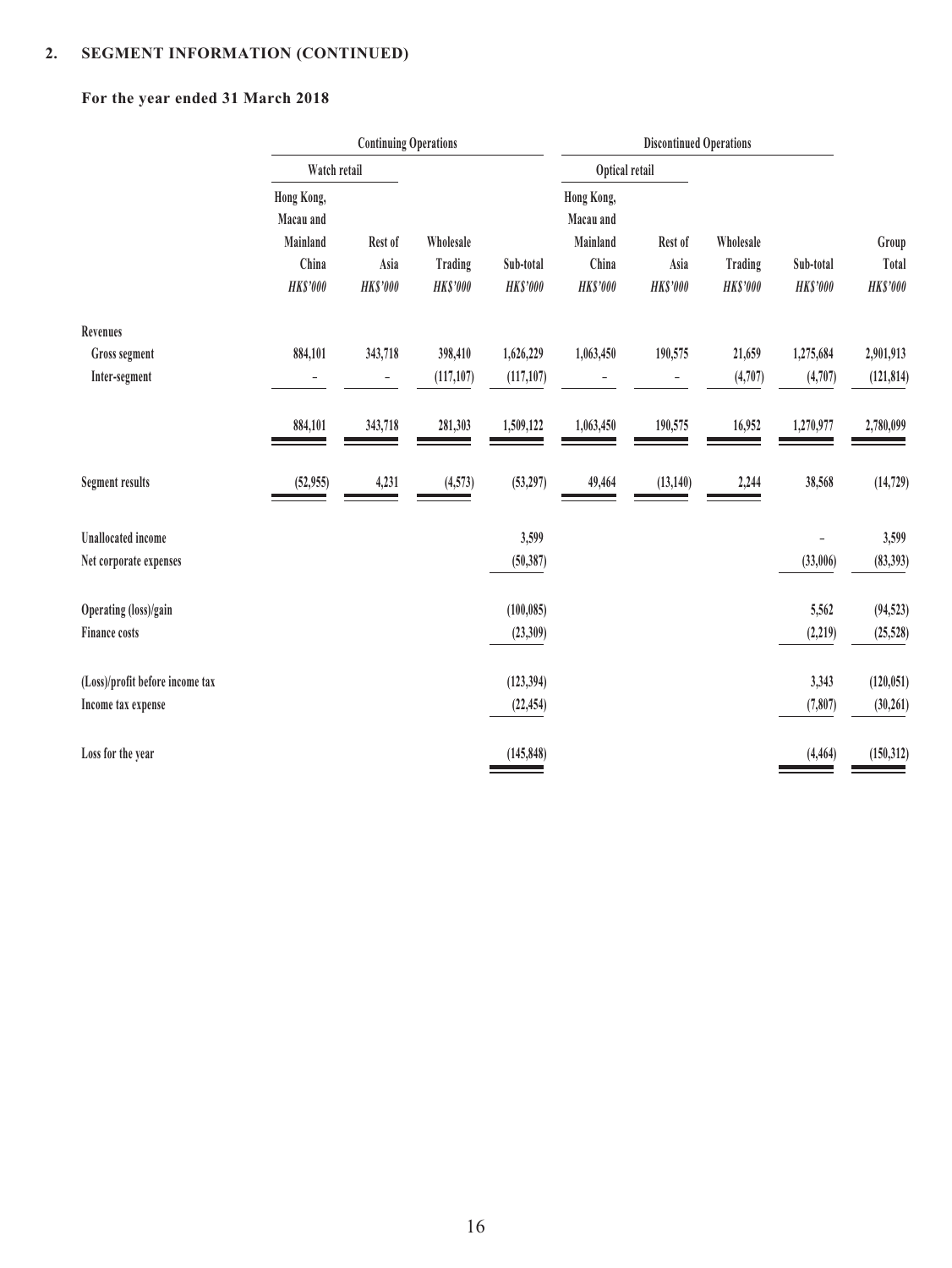## 2. SEGMENT INFORMATION (CONTINUED)

### For the year ended 31 March 2018

| | Continuing Operations | | | | Discontinued Operations | | | | |
|---|---|---|---|---|---|---|---|---|---|
| | Watch retail | | | | Optical retail | | | | |
| | Hong Kong, Macau and Mainland China | Rest of Asia | Wholesale Trading | Sub-total | Hong Kong, Macau and Mainland China | Rest of Asia | Wholesale Trading | Sub-total | Group Total |
| | *HK$'000* | *HK$'000* | *HK$'000* | *HK$'000* | *HK$'000* | *HK$'000* | *HK$'000* | *HK$'000* | *HK$'000* |
| **Revenues** | | | | | | | | | |
| Gross segment | 884,101 | 343,718 | 398,410 | 1,626,229 | 1,063,450 | 190,575 | 21,659 | 1,275,684 | 2,901,913 |
| Inter-segment | – | – | (117,107) | (117,107) | – | – | (4,707) | (4,707) | (121,814) |
| | 884,101 | 343,718 | 281,303 | 1,509,122 | 1,063,450 | 190,575 | 16,952 | 1,270,977 | 2,780,099 |
| Segment results | (52,955) | 4,231 | (4,573) | (53,297) | 49,464 | (13,140) | 2,244 | 38,568 | (14,729) |
| Unallocated income | | | | 3,599 | | | | – | 3,599 |
| Net corporate expenses | | | | (50,387) | | | | (33,006) | (83,393) |
| Operating (loss)/gain | | | | (100,085) | | | | 5,562 | (94,523) |
| Finance costs | | | | (23,309) | | | | (2,219) | (25,528) |
| (Loss)/profit before income tax | | | | (123,394) | | | | 3,343 | (120,051) |
| Income tax expense | | | | (22,454) | | | | (7,807) | (30,261) |
| Loss for the year | | | | (145,848) | | | | (4,464) | (150,312) |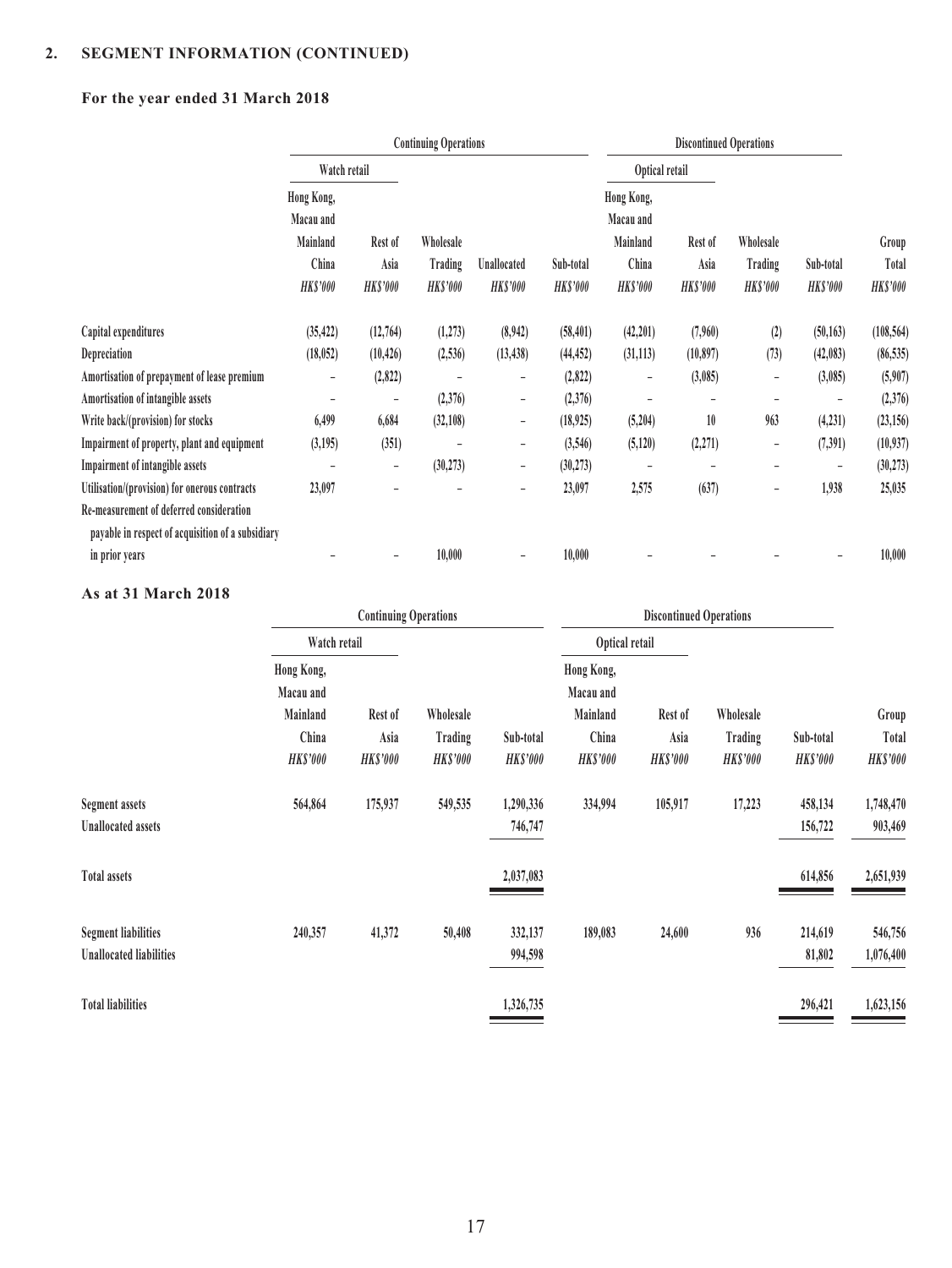## 2. SEGMENT INFORMATION (CONTINUED)

### For the year ended 31 March 2018

| | Continuing Operations | | | | | Discontinued Operations | | | | |
|---|---|---|---|---|---|---|---|---|---|---|
| | Watch retail | | | | | Optical retail | | | | |
| | Hong Kong, Macau and Mainland China | Rest of Asia | Wholesale Trading | Unallocated | Sub-total | Hong Kong, Macau and Mainland China | Rest of Asia | Wholesale Trading | Sub-total | Group Total |
| | *HK$'000* | *HK$'000* | *HK$'000* | *HK$'000* | *HK$'000* | *HK$'000* | *HK$'000* | *HK$'000* | *HK$'000* | *HK$'000* |
| Capital expenditures | (35,422) | (12,764) | (1,273) | (8,942) | (58,401) | (42,201) | (7,960) | (2) | (50,163) | (108,564) |
| Depreciation | (18,052) | (10,426) | (2,536) | (13,438) | (44,452) | (31,113) | (10,897) | (73) | (42,083) | (86,535) |
| Amortisation of prepayment of lease premium | – | (2,822) | – | – | (2,822) | – | (3,085) | – | (3,085) | (5,907) |
| Amortisation of intangible assets | – | – | (2,376) | – | (2,376) | – | – | – | – | (2,376) |
| Write back/(provision) for stocks | 6,499 | 6,684 | (32,108) | – | (18,925) | (5,204) | 10 | 963 | (4,231) | (23,156) |
| Impairment of property, plant and equipment | (3,195) | (351) | – | – | (3,546) | (5,120) | (2,271) | – | (7,391) | (10,937) |
| Impairment of intangible assets | – | – | (30,273) | – | (30,273) | – | – | – | – | (30,273) |
| Utilisation/(provision) for onerous contracts | 23,097 | – | – | – | 23,097 | 2,575 | (637) | – | 1,938 | 25,035 |
| Re-measurement of deferred consideration payable in respect of acquisition of a subsidiary in prior years | – | – | 10,000 | – | 10,000 | – | – | – | – | 10,000 |

### As at 31 March 2018

| | Continuing Operations | | | | Discontinued Operations | | | | |
|---|---|---|---|---|---|---|---|---|---|
| | Watch retail | | | | Optical retail | | | | |
| | Hong Kong, Macau and Mainland China | Rest of Asia | Wholesale Trading | Sub-total | Hong Kong, Macau and Mainland China | Rest of Asia | Wholesale Trading | Sub-total | Group Total |
| | *HK$'000* | *HK$'000* | *HK$'000* | *HK$'000* | *HK$'000* | *HK$'000* | *HK$'000* | *HK$'000* | *HK$'000* |
| Segment assets | 564,864 | 175,937 | 549,535 | 1,290,336 | 334,994 | 105,917 | 17,223 | 458,134 | 1,748,470 |
| Unallocated assets | | | | 746,747 | | | | 156,722 | 903,469 |
| Total assets | | | | 2,037,083 | | | | 614,856 | 2,651,939 |
| Segment liabilities | 240,357 | 41,372 | 50,408 | 332,137 | 189,083 | 24,600 | 936 | 214,619 | 546,756 |
| Unallocated liabilities | | | | 994,598 | | | | 81,802 | 1,076,400 |
| Total liabilities | | | | 1,326,735 | | | | 296,421 | 1,623,156 |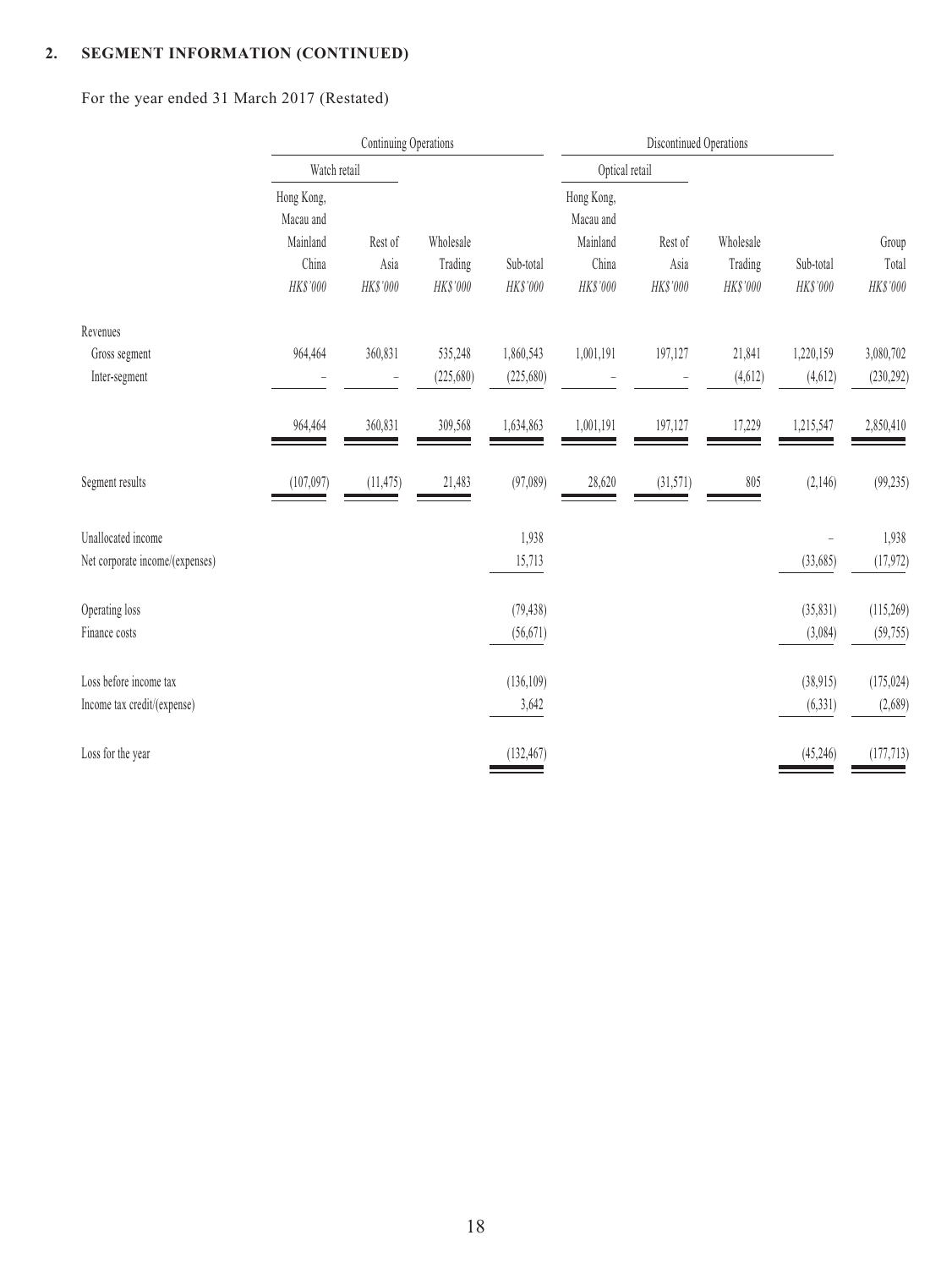## 2. SEGMENT INFORMATION (CONTINUED)

For the year ended 31 March 2017 (Restated)

| | Continuing Operations | | | | Discontinued Operations | | | | |
|---|---|---|---|---|---|---|---|---|---|
| | Watch retail | | | | Optical retail | | | | |
| | Hong Kong, Macau and Mainland China | Rest of Asia | Wholesale Trading | Sub-total | Hong Kong, Macau and Mainland China | Rest of Asia | Wholesale Trading | Sub-total | Group Total |
| | *HK$'000* | *HK$'000* | *HK$'000* | *HK$'000* | *HK$'000* | *HK$'000* | *HK$'000* | *HK$'000* | *HK$'000* |
| Revenues | | | | | | | | | |
| Gross segment | 964,464 | 360,831 | 535,248 | 1,860,543 | 1,001,191 | 197,127 | 21,841 | 1,220,159 | 3,080,702 |
| Inter-segment | – | – | (225,680) | (225,680) | – | – | (4,612) | (4,612) | (230,292) |
| | 964,464 | 360,831 | 309,568 | 1,634,863 | 1,001,191 | 197,127 | 17,229 | 1,215,547 | 2,850,410 |
| Segment results | (107,097) | (11,475) | 21,483 | (97,089) | 28,620 | (31,571) | 805 | (2,146) | (99,235) |
| Unallocated income | | | | 1,938 | | | | – | 1,938 |
| Net corporate income/(expenses) | | | | 15,713 | | | | (33,685) | (17,972) |
| Operating loss | | | | (79,438) | | | | (35,831) | (115,269) |
| Finance costs | | | | (56,671) | | | | (3,084) | (59,755) |
| Loss before income tax | | | | (136,109) | | | | (38,915) | (175,024) |
| Income tax credit/(expense) | | | | 3,642 | | | | (6,331) | (2,689) |
| Loss for the year | | | | (132,467) | | | | (45,246) | (177,713) |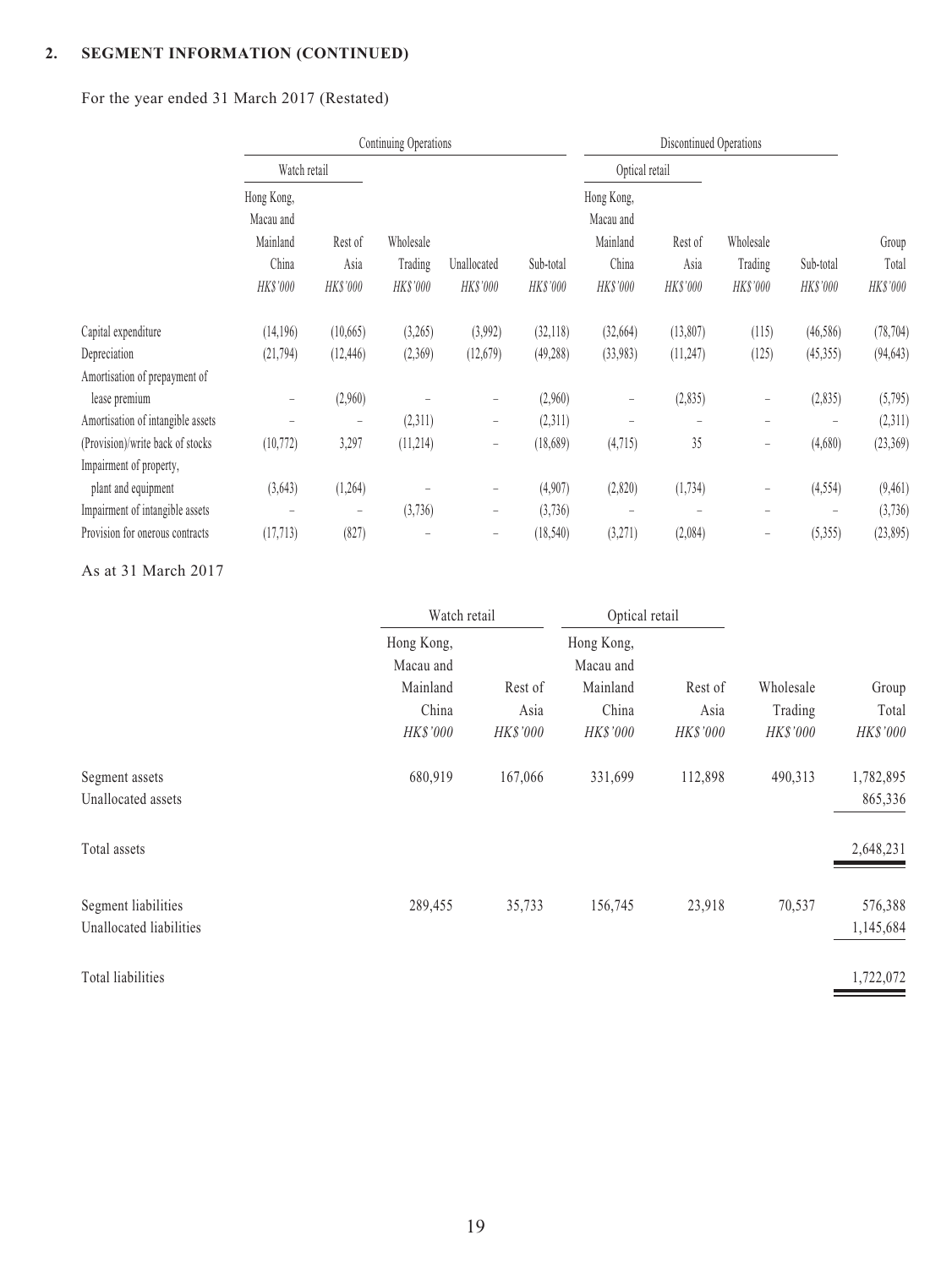## 2. SEGMENT INFORMATION (CONTINUED)

For the year ended 31 March 2017 (Restated)

| | Continuing Operations | | | | | Discontinued Operations | | | | |
|---|---|---|---|---|---|---|---|---|---|---|
| | Watch retail | | | | | Optical retail | | | | |
| | Hong Kong, Macau and Mainland China | Rest of Asia | Wholesale Trading | Unallocated | Sub-total | Hong Kong, Macau and Mainland China | Rest of Asia | Wholesale Trading | Sub-total | Group Total |
| | *HK$'000* | *HK$'000* | *HK$'000* | *HK$'000* | *HK$'000* | *HK$'000* | *HK$'000* | *HK$'000* | *HK$'000* | *HK$'000* |
| Capital expenditure | (14,196) | (10,665) | (3,265) | (3,992) | (32,118) | (32,664) | (13,807) | (115) | (46,586) | (78,704) |
| Depreciation | (21,794) | (12,446) | (2,369) | (12,679) | (49,288) | (33,983) | (11,247) | (125) | (45,355) | (94,643) |
| Amortisation of prepayment of lease premium | – | (2,960) | – | – | (2,960) | – | (2,835) | – | (2,835) | (5,795) |
| Amortisation of intangible assets | – | – | (2,311) | – | (2,311) | – | – | – | – | (2,311) |
| (Provision)/write back of stocks | (10,772) | 3,297 | (11,214) | – | (18,689) | (4,715) | 35 | – | (4,680) | (23,369) |
| Impairment of property, plant and equipment | (3,643) | (1,264) | – | – | (4,907) | (2,820) | (1,734) | – | (4,554) | (9,461) |
| Impairment of intangible assets | – | – | (3,736) | – | (3,736) | – | – | – | – | (3,736) |
| Provision for onerous contracts | (17,713) | (827) | – | – | (18,540) | (3,271) | (2,084) | – | (5,355) | (23,895) |

As at 31 March 2017

| | Watch retail | | Optical retail | | | |
|---|---|---|---|---|---|---|
| | Hong Kong, Macau and Mainland China | Rest of Asia | Hong Kong, Macau and Mainland China | Rest of Asia | Wholesale Trading | Group Total |
| | *HK$'000* | *HK$'000* | *HK$'000* | *HK$'000* | *HK$'000* | *HK$'000* |
| Segment assets | 680,919 | 167,066 | 331,699 | 112,898 | 490,313 | 1,782,895 |
| Unallocated assets | | | | | | 865,336 |
| Total assets | | | | | | 2,648,231 |
| Segment liabilities | 289,455 | 35,733 | 156,745 | 23,918 | 70,537 | 576,388 |
| Unallocated liabilities | | | | | | 1,145,684 |
| Total liabilities | | | | | | 1,722,072 |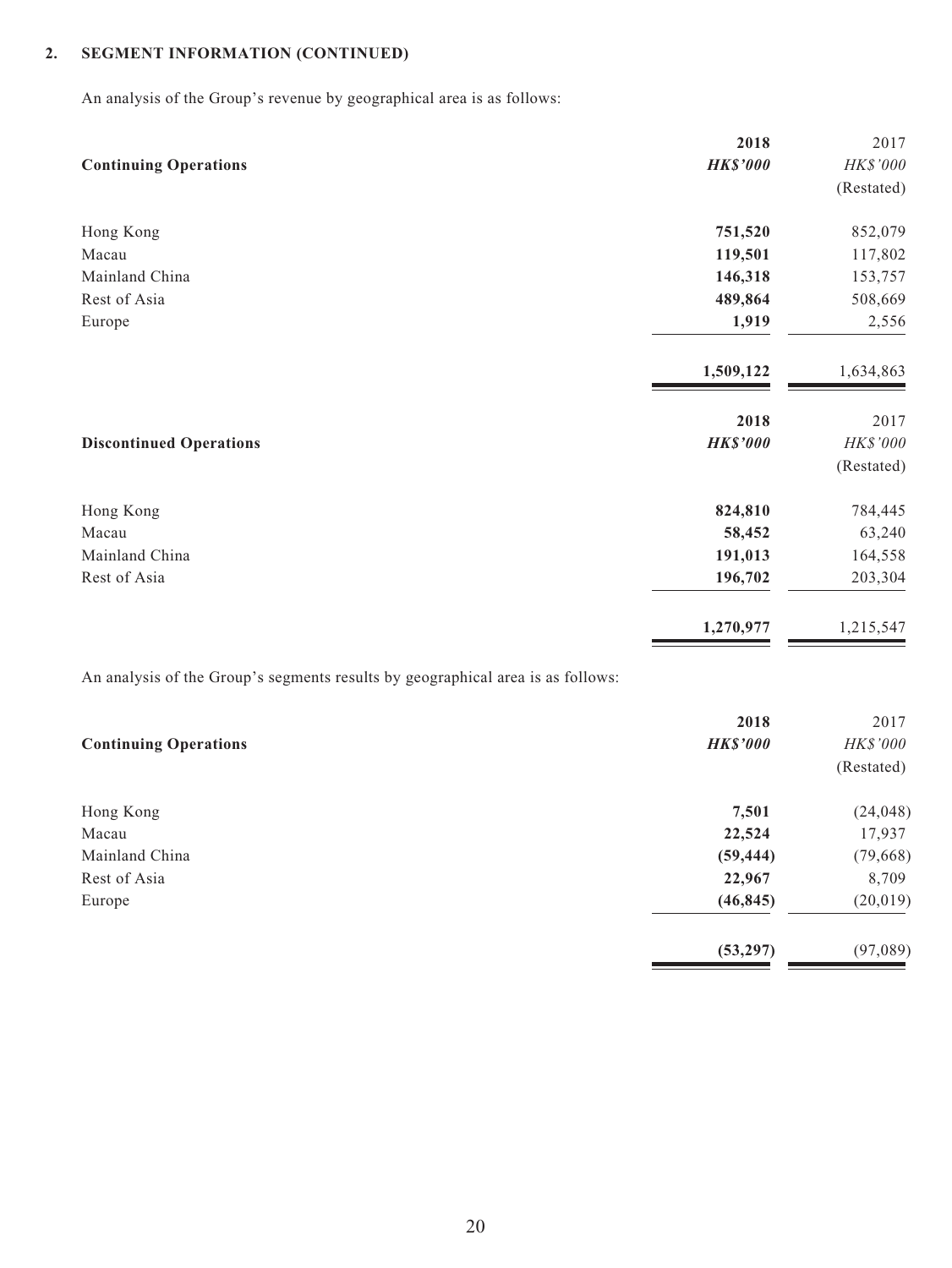## 2. SEGMENT INFORMATION (CONTINUED)

An analysis of the Group's revenue by geographical area is as follows:

| Continuing Operations | 2018<br>*HK$'000* | 2017<br>*HK$'000*<br>(Restated) |
|---|---|---|
| Hong Kong | **751,520** | 852,079 |
| Macau | **119,501** | 117,802 |
| Mainland China | **146,318** | 153,757 |
| Rest of Asia | **489,864** | 508,669 |
| Europe | **1,919** | 2,556 |
| | **1,509,122** | 1,634,863 |

| Discontinued Operations | 2018<br>*HK$'000* | 2017<br>*HK$'000*<br>(Restated) |
|---|---|---|
| Hong Kong | **824,810** | 784,445 |
| Macau | **58,452** | 63,240 |
| Mainland China | **191,013** | 164,558 |
| Rest of Asia | **196,702** | 203,304 |
| | **1,270,977** | 1,215,547 |

An analysis of the Group's segments results by geographical area is as follows:

| Continuing Operations | 2018<br>*HK$'000* | 2017<br>*HK$'000*<br>(Restated) |
|---|---|---|
| Hong Kong | **7,501** | (24,048) |
| Macau | **22,524** | 17,937 |
| Mainland China | **(59,444)** | (79,668) |
| Rest of Asia | **22,967** | 8,709 |
| Europe | **(46,845)** | (20,019) |
| | **(53,297)** | (97,089) |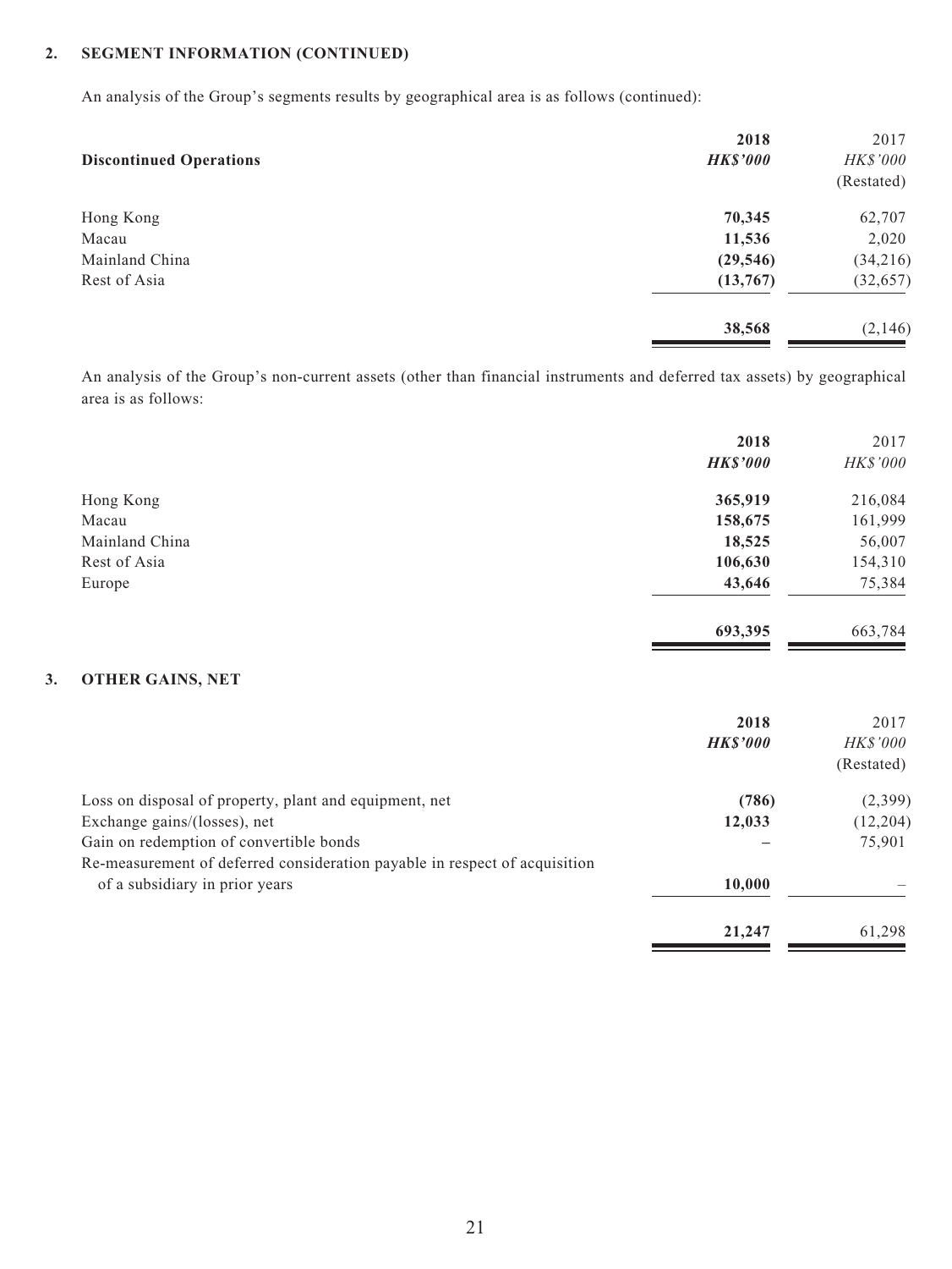## 2. SEGMENT INFORMATION (CONTINUED)

An analysis of the Group's segments results by geographical area is as follows (continued):

| Discontinued Operations | 2018<br>*HK$'000* | 2017<br>*HK$'000*<br>(Restated) |
|---|---|---|
| Hong Kong | **70,345** | 62,707 |
| Macau | **11,536** | 2,020 |
| Mainland China | **(29,546)** | (34,216) |
| Rest of Asia | **(13,767)** | (32,657) |
| | **38,568** | (2,146) |

An analysis of the Group's non-current assets (other than financial instruments and deferred tax assets) by geographical area is as follows:

| | 2018<br>*HK$'000* | 2017<br>*HK$'000* |
|---|---|---|
| Hong Kong | **365,919** | 216,084 |
| Macau | **158,675** | 161,999 |
| Mainland China | **18,525** | 56,007 |
| Rest of Asia | **106,630** | 154,310 |
| Europe | **43,646** | 75,384 |
| | **693,395** | 663,784 |

## 3. OTHER GAINS, NET

| | 2018<br>*HK$'000* | 2017<br>*HK$'000*<br>(Restated) |
|---|---|---|
| Loss on disposal of property, plant and equipment, net | **(786)** | (2,399) |
| Exchange gains/(losses), net | **12,033** | (12,204) |
| Gain on redemption of convertible bonds | **–** | 75,901 |
| Re-measurement of deferred consideration payable in respect of acquisition of a subsidiary in prior years | **10,000** | – |
| | **21,247** | 61,298 |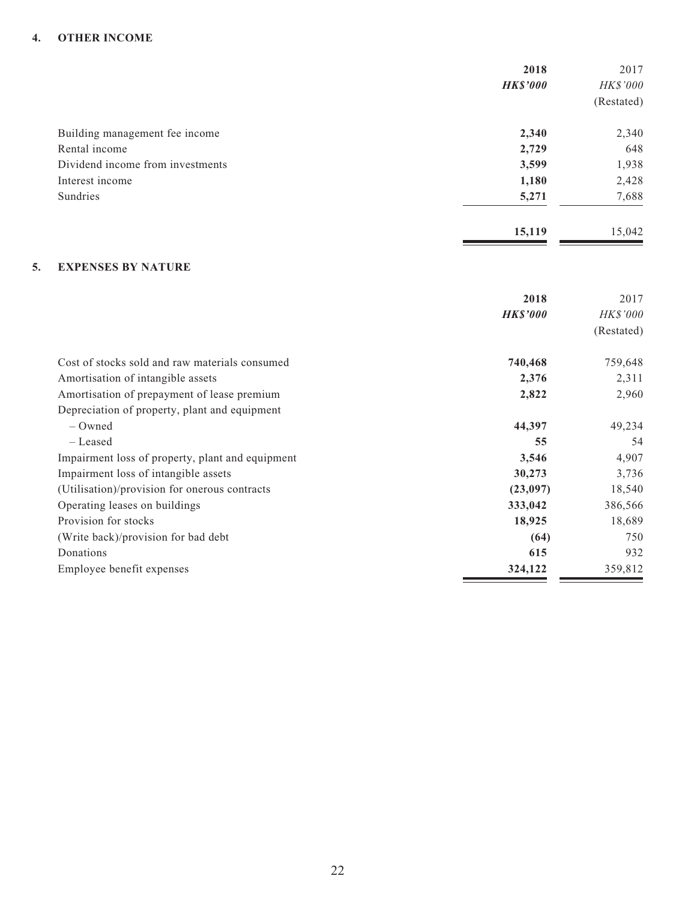## 4. OTHER INCOME

| | 2018 | 2017 |
|---|---|---|
| | ***HK$'000*** | *HK$'000* |
| | | (Restated) |
| Building management fee income | **2,340** | 2,340 |
| Rental income | **2,729** | 648 |
| Dividend income from investments | **3,599** | 1,938 |
| Interest income | **1,180** | 2,428 |
| Sundries | **5,271** | 7,688 |
| | **15,119** | 15,042 |

## 5. EXPENSES BY NATURE

| | 2018 | 2017 |
|---|---|---|
| | ***HK$'000*** | *HK$'000* |
| | | (Restated) |
| Cost of stocks sold and raw materials consumed | **740,468** | 759,648 |
| Amortisation of intangible assets | **2,376** | 2,311 |
| Amortisation of prepayment of lease premium | **2,822** | 2,960 |
| Depreciation of property, plant and equipment | | |
| – Owned | **44,397** | 49,234 |
| – Leased | **55** | 54 |
| Impairment loss of property, plant and equipment | **3,546** | 4,907 |
| Impairment loss of intangible assets | **30,273** | 3,736 |
| (Utilisation)/provision for onerous contracts | **(23,097)** | 18,540 |
| Operating leases on buildings | **333,042** | 386,566 |
| Provision for stocks | **18,925** | 18,689 |
| (Write back)/provision for bad debt | **(64)** | 750 |
| Donations | **615** | 932 |
| Employee benefit expenses | **324,122** | 359,812 |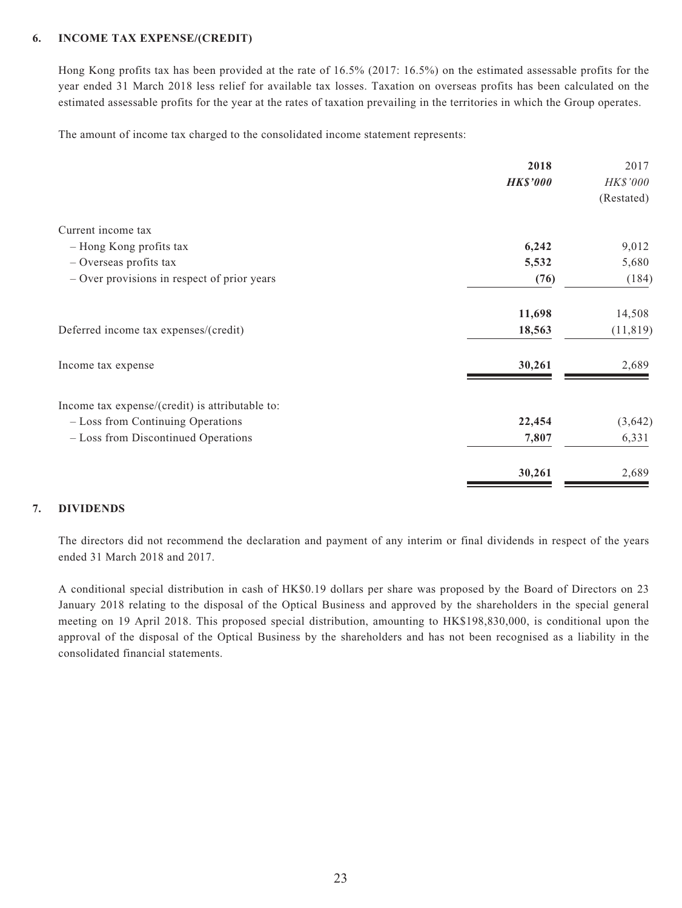## 6. INCOME TAX EXPENSE/(CREDIT)

Hong Kong profits tax has been provided at the rate of 16.5% (2017: 16.5%) on the estimated assessable profits for the year ended 31 March 2018 less relief for available tax losses. Taxation on overseas profits has been calculated on the estimated assessable profits for the year at the rates of taxation prevailing in the territories in which the Group operates.

The amount of income tax charged to the consolidated income statement represents:

| | 2018 | 2017 |
|---|---|---|
| | *HK$'000* | *HK$'000* |
| | | (Restated) |
| Current income tax | | |
| – Hong Kong profits tax | **6,242** | 9,012 |
| – Overseas profits tax | **5,532** | 5,680 |
| – Over provisions in respect of prior years | **(76)** | (184) |
| | **11,698** | 14,508 |
| Deferred income tax expenses/(credit) | **18,563** | (11,819) |
| Income tax expense | **30,261** | 2,689 |
| Income tax expense/(credit) is attributable to: | | |
| – Loss from Continuing Operations | **22,454** | (3,642) |
| – Loss from Discontinued Operations | **7,807** | 6,331 |
| | **30,261** | 2,689 |

## 7. DIVIDENDS

The directors did not recommend the declaration and payment of any interim or final dividends in respect of the years ended 31 March 2018 and 2017.

A conditional special distribution in cash of HK$0.19 dollars per share was proposed by the Board of Directors on 23 January 2018 relating to the disposal of the Optical Business and approved by the shareholders in the special general meeting on 19 April 2018. This proposed special distribution, amounting to HK$198,830,000, is conditional upon the approval of the disposal of the Optical Business by the shareholders and has not been recognised as a liability in the consolidated financial statements.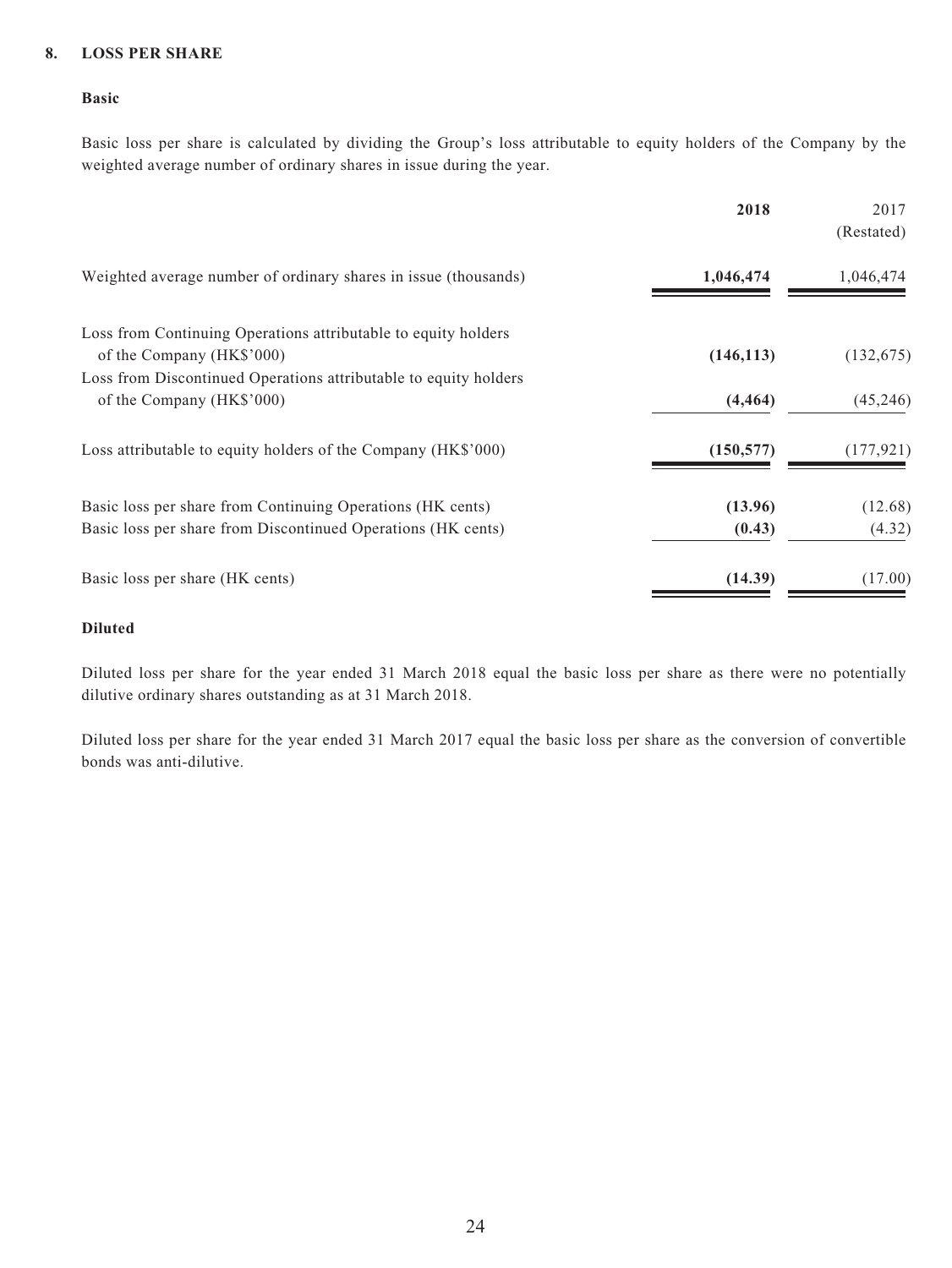## 8. LOSS PER SHARE

### Basic

Basic loss per share is calculated by dividing the Group's loss attributable to equity holders of the Company by the weighted average number of ordinary shares in issue during the year.

| | **2018** | 2017 (Restated) |
|---|---|---|
| Weighted average number of ordinary shares in issue (thousands) | **1,046,474** | 1,046,474 |
| Loss from Continuing Operations attributable to equity holders of the Company (HK$'000) | **(146,113)** | (132,675) |
| Loss from Discontinued Operations attributable to equity holders of the Company (HK$'000) | **(4,464)** | (45,246) |
| Loss attributable to equity holders of the Company (HK$'000) | **(150,577)** | (177,921) |
| Basic loss per share from Continuing Operations (HK cents) | **(13.96)** | (12.68) |
| Basic loss per share from Discontinued Operations (HK cents) | **(0.43)** | (4.32) |
| Basic loss per share (HK cents) | **(14.39)** | (17.00) |

### Diluted

Diluted loss per share for the year ended 31 March 2018 equal the basic loss per share as there were no potentially dilutive ordinary shares outstanding as at 31 March 2018.

Diluted loss per share for the year ended 31 March 2017 equal the basic loss per share as the conversion of convertible bonds was anti-dilutive.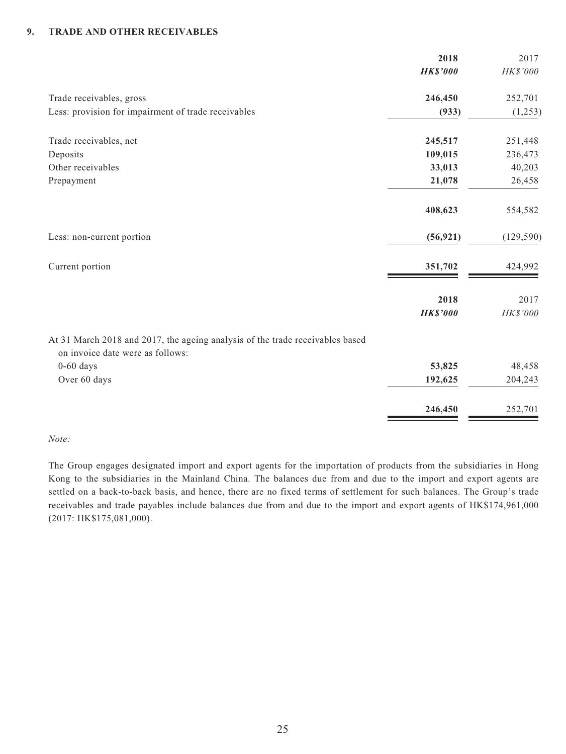## 9. TRADE AND OTHER RECEIVABLES

| | **2018** | 2017 |
|---|---|---|
| | ***HK$'000*** | *HK$'000* |
| Trade receivables, gross | **246,450** | 252,701 |
| Less: provision for impairment of trade receivables | **(933)** | (1,253) |
| Trade receivables, net | **245,517** | 251,448 |
| Deposits | **109,015** | 236,473 |
| Other receivables | **33,013** | 40,203 |
| Prepayment | **21,078** | 26,458 |
| | **408,623** | 554,582 |
| Less: non-current portion | **(56,921)** | (129,590) |
| Current portion | **351,702** | 424,992 |

| | **2018** | 2017 |
|---|---|---|
| | ***HK$'000*** | *HK$'000* |
| At 31 March 2018 and 2017, the ageing analysis of the trade receivables based on invoice date were as follows: | | |
| 0-60 days | **53,825** | 48,458 |
| Over 60 days | **192,625** | 204,243 |
| | **246,450** | 252,701 |

*Note:*

The Group engages designated import and export agents for the importation of products from the subsidiaries in Hong Kong to the subsidiaries in the Mainland China. The balances due from and due to the import and export agents are settled on a back-to-back basis, and hence, there are no fixed terms of settlement for such balances. The Group's trade receivables and trade payables include balances due from and due to the import and export agents of HK$174,961,000 (2017: HK$175,081,000).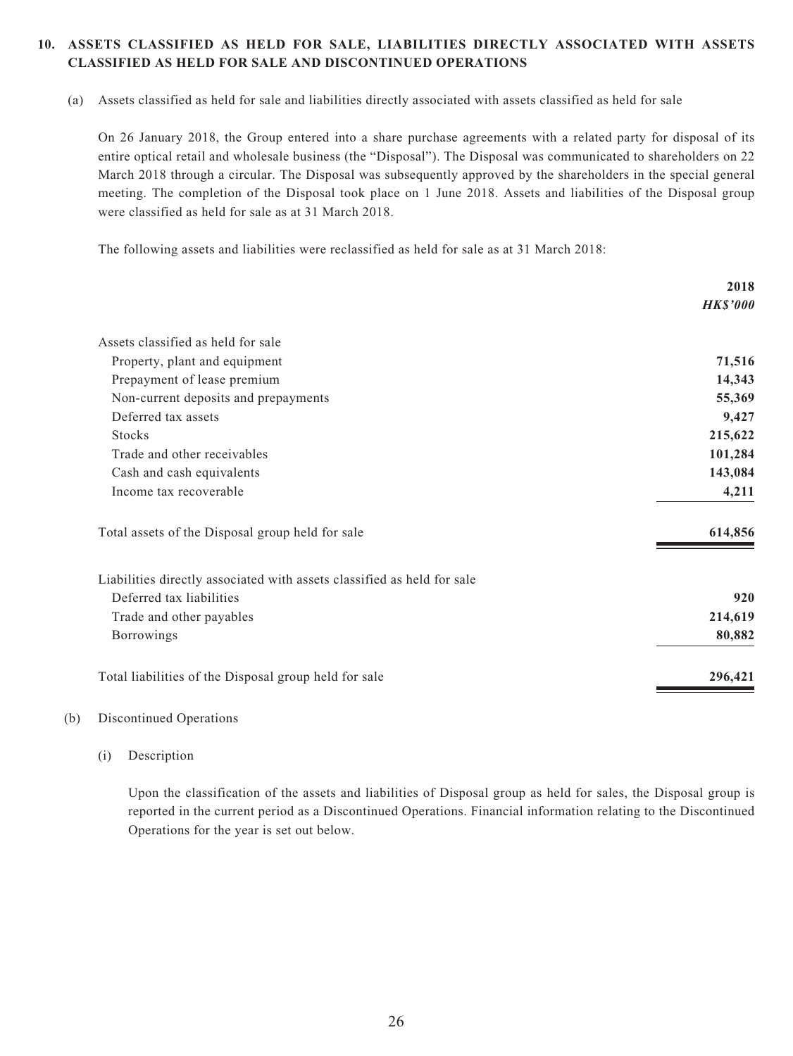## 10. ASSETS CLASSIFIED AS HELD FOR SALE, LIABILITIES DIRECTLY ASSOCIATED WITH ASSETS CLASSIFIED AS HELD FOR SALE AND DISCONTINUED OPERATIONS

(a) Assets classified as held for sale and liabilities directly associated with assets classified as held for sale

On 26 January 2018, the Group entered into a share purchase agreements with a related party for disposal of its entire optical retail and wholesale business (the "Disposal"). The Disposal was communicated to shareholders on 22 March 2018 through a circular. The Disposal was subsequently approved by the shareholders in the special general meeting. The completion of the Disposal took place on 1 June 2018. Assets and liabilities of the Disposal group were classified as held for sale as at 31 March 2018.

The following assets and liabilities were reclassified as held for sale as at 31 March 2018:

| | **2018** |
|---|---|
| | ***HK$'000*** |
| Assets classified as held for sale | |
| Property, plant and equipment | **71,516** |
| Prepayment of lease premium | **14,343** |
| Non-current deposits and prepayments | **55,369** |
| Deferred tax assets | **9,427** |
| Stocks | **215,622** |
| Trade and other receivables | **101,284** |
| Cash and cash equivalents | **143,084** |
| Income tax recoverable | **4,211** |
| Total assets of the Disposal group held for sale | **614,856** |
| Liabilities directly associated with assets classified as held for sale | |
| Deferred tax liabilities | **920** |
| Trade and other payables | **214,619** |
| Borrowings | **80,882** |
| Total liabilities of the Disposal group held for sale | **296,421** |

(b) Discontinued Operations

(i) Description

Upon the classification of the assets and liabilities of Disposal group as held for sales, the Disposal group is reported in the current period as a Discontinued Operations. Financial information relating to the Discontinued Operations for the year is set out below.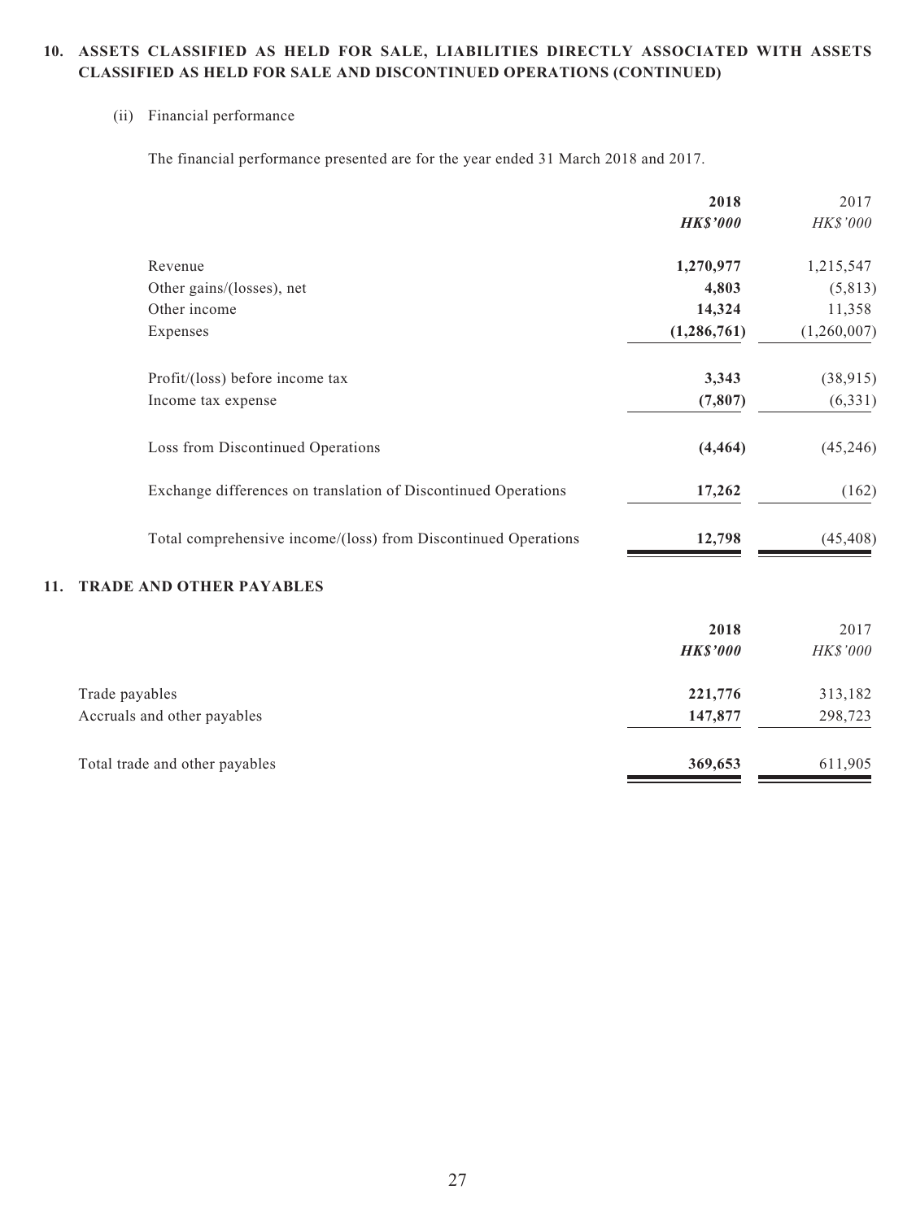## 10. ASSETS CLASSIFIED AS HELD FOR SALE, LIABILITIES DIRECTLY ASSOCIATED WITH ASSETS CLASSIFIED AS HELD FOR SALE AND DISCONTINUED OPERATIONS (CONTINUED)

(ii) Financial performance

The financial performance presented are for the year ended 31 March 2018 and 2017.

| | **2018** | 2017 |
|---|---|---|
| | ***HK$'000*** | *HK$'000* |
| Revenue | **1,270,977** | 1,215,547 |
| Other gains/(losses), net | **4,803** | (5,813) |
| Other income | **14,324** | 11,358 |
| Expenses | **(1,286,761)** | (1,260,007) |
| Profit/(loss) before income tax | **3,343** | (38,915) |
| Income tax expense | **(7,807)** | (6,331) |
| Loss from Discontinued Operations | **(4,464)** | (45,246) |
| Exchange differences on translation of Discontinued Operations | **17,262** | (162) |
| Total comprehensive income/(loss) from Discontinued Operations | **12,798** | (45,408) |

## 11. TRADE AND OTHER PAYABLES

| | **2018** | 2017 |
|---|---|---|
| | ***HK$'000*** | *HK$'000* |
| Trade payables | **221,776** | 313,182 |
| Accruals and other payables | **147,877** | 298,723 |
| Total trade and other payables | **369,653** | 611,905 |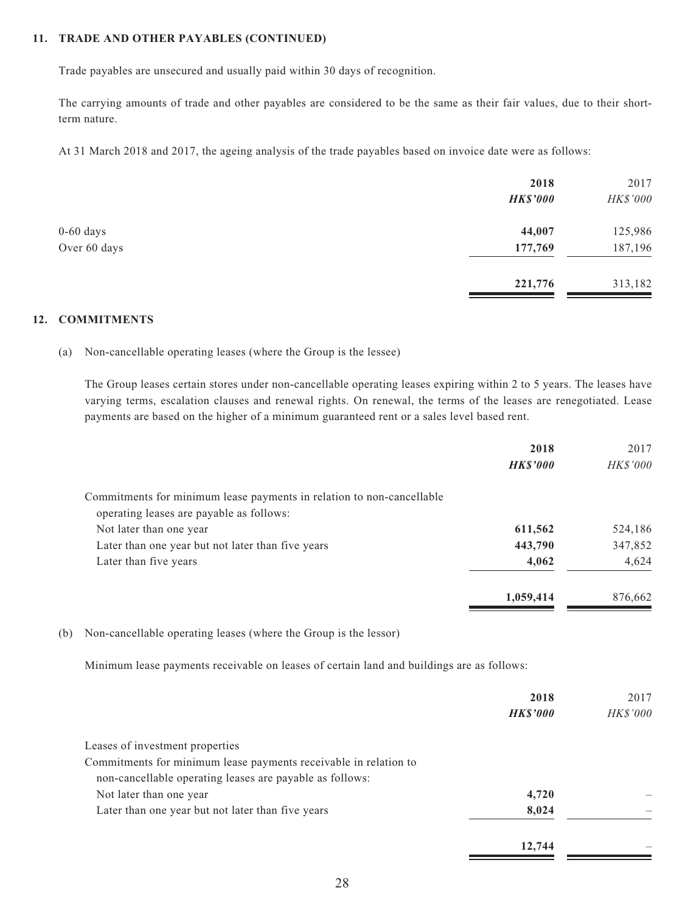## 11. TRADE AND OTHER PAYABLES (CONTINUED)

Trade payables are unsecured and usually paid within 30 days of recognition.

The carrying amounts of trade and other payables are considered to be the same as their fair values, due to their short-term nature.

At 31 March 2018 and 2017, the ageing analysis of the trade payables based on invoice date were as follows:

| | **2018** | 2017 |
|---|---|---|
| | ***HK$'000*** | *HK$'000* |
| 0-60 days | **44,007** | 125,986 |
| Over 60 days | **177,769** | 187,196 |
| | **221,776** | 313,182 |

## 12. COMMITMENTS

(a) Non-cancellable operating leases (where the Group is the lessee)

The Group leases certain stores under non-cancellable operating leases expiring within 2 to 5 years. The leases have varying terms, escalation clauses and renewal rights. On renewal, the terms of the leases are renegotiated. Lease payments are based on the higher of a minimum guaranteed rent or a sales level based rent.

| | **2018** | 2017 |
|---|---|---|
| | ***HK$'000*** | *HK$'000* |
| Commitments for minimum lease payments in relation to non-cancellable operating leases are payable as follows: | | |
| Not later than one year | **611,562** | 524,186 |
| Later than one year but not later than five years | **443,790** | 347,852 |
| Later than five years | **4,062** | 4,624 |
| | **1,059,414** | 876,662 |

(b) Non-cancellable operating leases (where the Group is the lessor)

Minimum lease payments receivable on leases of certain land and buildings are as follows:

| | **2018** | 2017 |
|---|---|---|
| | ***HK$'000*** | *HK$'000* |
| Leases of investment properties | | |
| Commitments for minimum lease payments receivable in relation to non-cancellable operating leases are payable as follows: | | |
| Not later than one year | **4,720** | – |
| Later than one year but not later than five years | **8,024** | – |
| | **12,744** | – |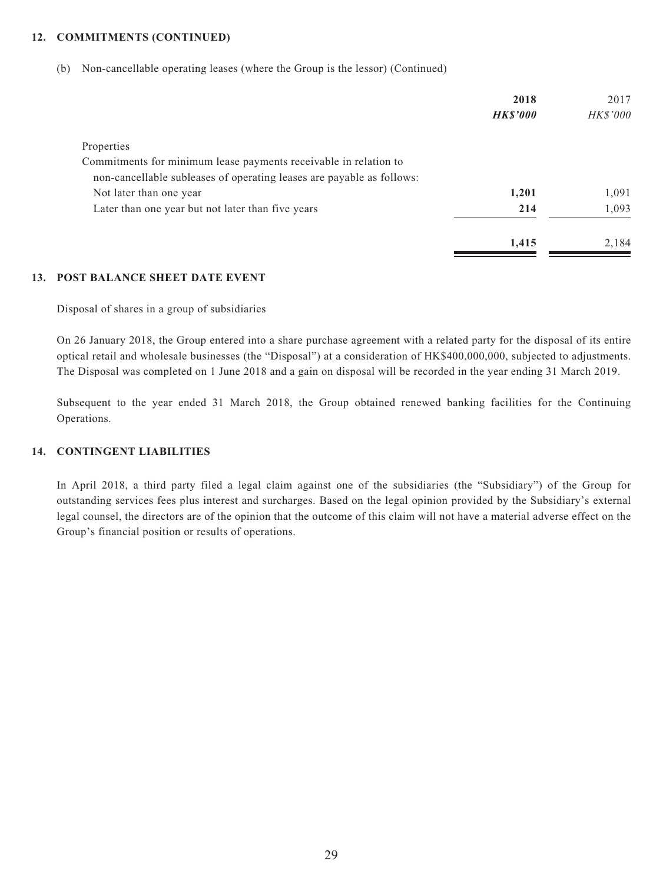**12. COMMITMENTS (CONTINUED)**

(b) Non-cancellable operating leases (where the Group is the lessor) (Continued)

| | **2018** | 2017 |
|---|---|---|
| | ***HK$'000*** | *HK$'000* |
| Properties | | |
| Commitments for minimum lease payments receivable in relation to non-cancellable subleases of operating leases are payable as follows: | | |
| Not later than one year | **1,201** | 1,091 |
| Later than one year but not later than five years | **214** | 1,093 |
| | **1,415** | 2,184 |

## 13. POST BALANCE SHEET DATE EVENT

Disposal of shares in a group of subsidiaries

On 26 January 2018, the Group entered into a share purchase agreement with a related party for the disposal of its entire optical retail and wholesale businesses (the "Disposal") at a consideration of HK$400,000,000, subjected to adjustments. The Disposal was completed on 1 June 2018 and a gain on disposal will be recorded in the year ending 31 March 2019.

Subsequent to the year ended 31 March 2018, the Group obtained renewed banking facilities for the Continuing Operations.

## 14. CONTINGENT LIABILITIES

In April 2018, a third party filed a legal claim against one of the subsidiaries (the "Subsidiary") of the Group for outstanding services fees plus interest and surcharges. Based on the legal opinion provided by the Subsidiary's external legal counsel, the directors are of the opinion that the outcome of this claim will not have a material adverse effect on the Group's financial position or results of operations.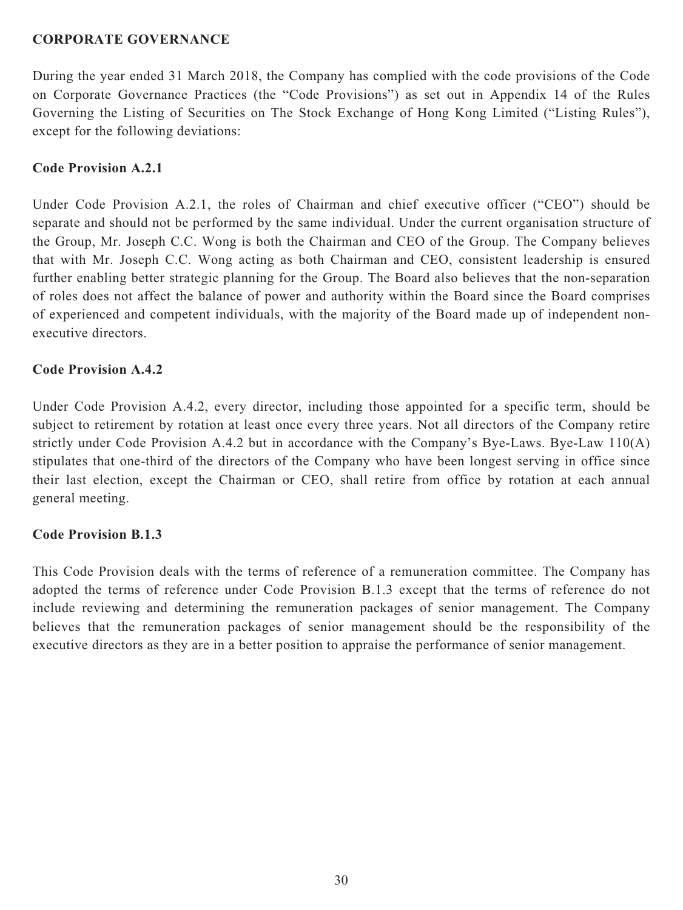## CORPORATE GOVERNANCE

During the year ended 31 March 2018, the Company has complied with the code provisions of the Code on Corporate Governance Practices (the "Code Provisions") as set out in Appendix 14 of the Rules Governing the Listing of Securities on The Stock Exchange of Hong Kong Limited ("Listing Rules"), except for the following deviations:

### Code Provision A.2.1

Under Code Provision A.2.1, the roles of Chairman and chief executive officer ("CEO") should be separate and should not be performed by the same individual. Under the current organisation structure of the Group, Mr. Joseph C.C. Wong is both the Chairman and CEO of the Group. The Company believes that with Mr. Joseph C.C. Wong acting as both Chairman and CEO, consistent leadership is ensured further enabling better strategic planning for the Group. The Board also believes that the non-separation of roles does not affect the balance of power and authority within the Board since the Board comprises of experienced and competent individuals, with the majority of the Board made up of independent non-executive directors.

### Code Provision A.4.2

Under Code Provision A.4.2, every director, including those appointed for a specific term, should be subject to retirement by rotation at least once every three years. Not all directors of the Company retire strictly under Code Provision A.4.2 but in accordance with the Company's Bye-Laws. Bye-Law 110(A) stipulates that one-third of the directors of the Company who have been longest serving in office since their last election, except the Chairman or CEO, shall retire from office by rotation at each annual general meeting.

### Code Provision B.1.3

This Code Provision deals with the terms of reference of a remuneration committee. The Company has adopted the terms of reference under Code Provision B.1.3 except that the terms of reference do not include reviewing and determining the remuneration packages of senior management. The Company believes that the remuneration packages of senior management should be the responsibility of the executive directors as they are in a better position to appraise the performance of senior management.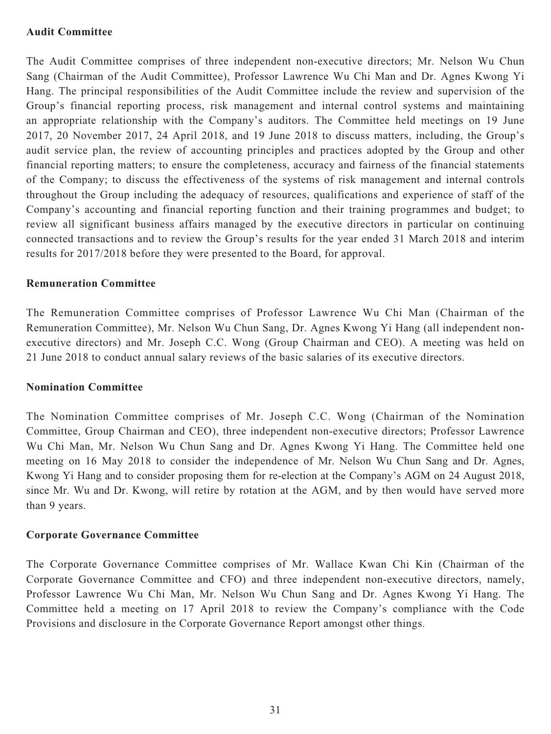**Audit Committee**

The Audit Committee comprises of three independent non-executive directors; Mr. Nelson Wu Chun Sang (Chairman of the Audit Committee), Professor Lawrence Wu Chi Man and Dr. Agnes Kwong Yi Hang. The principal responsibilities of the Audit Committee include the review and supervision of the Group's financial reporting process, risk management and internal control systems and maintaining an appropriate relationship with the Company's auditors. The Committee held meetings on 19 June 2017, 20 November 2017, 24 April 2018, and 19 June 2018 to discuss matters, including, the Group's audit service plan, the review of accounting principles and practices adopted by the Group and other financial reporting matters; to ensure the completeness, accuracy and fairness of the financial statements of the Company; to discuss the effectiveness of the systems of risk management and internal controls throughout the Group including the adequacy of resources, qualifications and experience of staff of the Company's accounting and financial reporting function and their training programmes and budget; to review all significant business affairs managed by the executive directors in particular on continuing connected transactions and to review the Group's results for the year ended 31 March 2018 and interim results for 2017/2018 before they were presented to the Board, for approval.

**Remuneration Committee**

The Remuneration Committee comprises of Professor Lawrence Wu Chi Man (Chairman of the Remuneration Committee), Mr. Nelson Wu Chun Sang, Dr. Agnes Kwong Yi Hang (all independent non-executive directors) and Mr. Joseph C.C. Wong (Group Chairman and CEO). A meeting was held on 21 June 2018 to conduct annual salary reviews of the basic salaries of its executive directors.

**Nomination Committee**

The Nomination Committee comprises of Mr. Joseph C.C. Wong (Chairman of the Nomination Committee, Group Chairman and CEO), three independent non-executive directors; Professor Lawrence Wu Chi Man, Mr. Nelson Wu Chun Sang and Dr. Agnes Kwong Yi Hang. The Committee held one meeting on 16 May 2018 to consider the independence of Mr. Nelson Wu Chun Sang and Dr. Agnes, Kwong Yi Hang and to consider proposing them for re-election at the Company's AGM on 24 August 2018, since Mr. Wu and Dr. Kwong, will retire by rotation at the AGM, and by then would have served more than 9 years.

**Corporate Governance Committee**

The Corporate Governance Committee comprises of Mr. Wallace Kwan Chi Kin (Chairman of the Corporate Governance Committee and CFO) and three independent non-executive directors, namely, Professor Lawrence Wu Chi Man, Mr. Nelson Wu Chun Sang and Dr. Agnes Kwong Yi Hang. The Committee held a meeting on 17 April 2018 to review the Company's compliance with the Code Provisions and disclosure in the Corporate Governance Report amongst other things.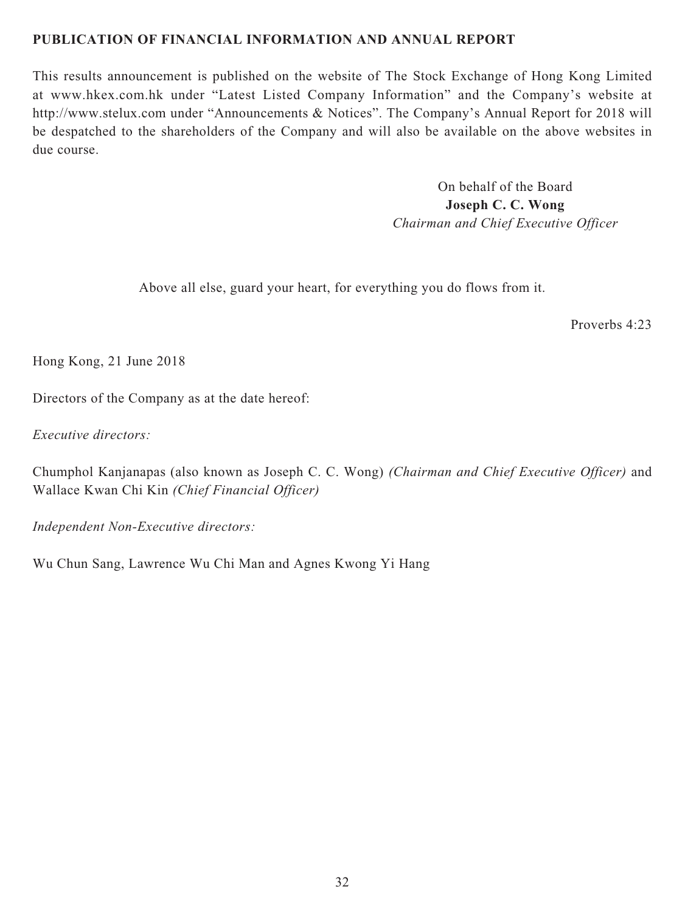**PUBLICATION OF FINANCIAL INFORMATION AND ANNUAL REPORT**

This results announcement is published on the website of The Stock Exchange of Hong Kong Limited at www.hkex.com.hk under "Latest Listed Company Information" and the Company's website at http://www.stelux.com under "Announcements & Notices". The Company's Annual Report for 2018 will be despatched to the shareholders of the Company and will also be available on the above websites in due course.

On behalf of the Board
**Joseph C. C. Wong**
*Chairman and Chief Executive Officer*

Above all else, guard your heart, for everything you do flows from it.

Proverbs 4:23

Hong Kong, 21 June 2018

Directors of the Company as at the date hereof:

*Executive directors:*

Chumphol Kanjanapas (also known as Joseph C. C. Wong) *(Chairman and Chief Executive Officer)* and Wallace Kwan Chi Kin *(Chief Financial Officer)*

*Independent Non-Executive directors:*

Wu Chun Sang, Lawrence Wu Chi Man and Agnes Kwong Yi Hang